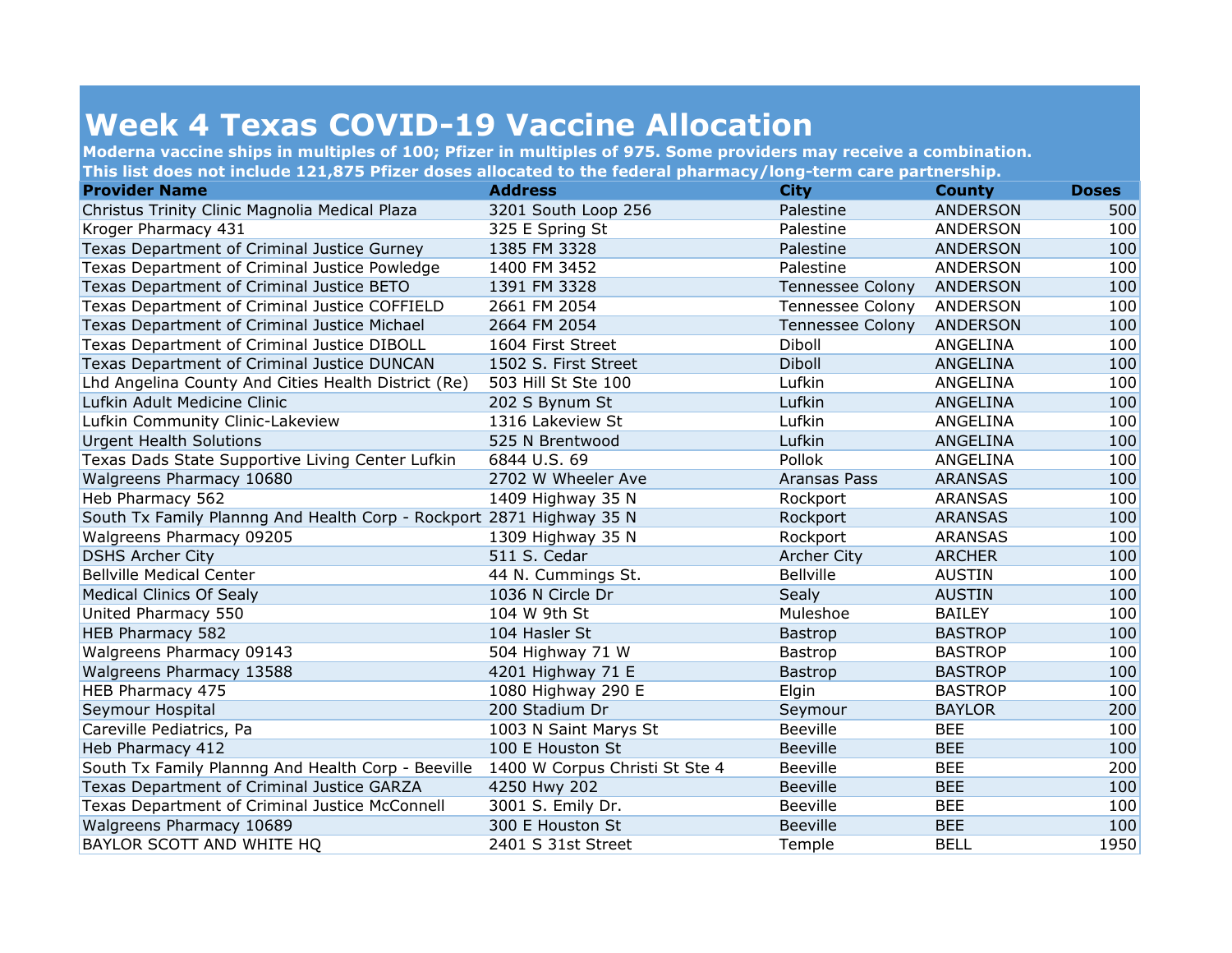# Week 4 Texas COVID-19 Vaccine Allocation

**Moderna vaccine ships in multiples of 100; Pfizer in multiples of 975. Some providers may receive a combination.**
**This list does not include 121,875 Pfizer doses allocated to the federal pharmacy/long-term care partnership.**

| Provider Name | Address | City | County | Doses |
|---|---|---|---|---|
| Christus Trinity Clinic Magnolia Medical Plaza | 3201 South Loop 256 | Palestine | ANDERSON | 500 |
| Kroger Pharmacy 431 | 325 E Spring St | Palestine | ANDERSON | 100 |
| Texas Department of Criminal Justice Gurney | 1385 FM 3328 | Palestine | ANDERSON | 100 |
| Texas Department of Criminal Justice Powledge | 1400 FM 3452 | Palestine | ANDERSON | 100 |
| Texas Department of Criminal Justice BETO | 1391 FM 3328 | Tennessee Colony | ANDERSON | 100 |
| Texas Department of Criminal Justice COFFIELD | 2661 FM 2054 | Tennessee Colony | ANDERSON | 100 |
| Texas Department of Criminal Justice Michael | 2664 FM 2054 | Tennessee Colony | ANDERSON | 100 |
| Texas Department of Criminal Justice DIBOLL | 1604 First Street | Diboll | ANGELINA | 100 |
| Texas Department of Criminal Justice DUNCAN | 1502 S. First Street | Diboll | ANGELINA | 100 |
| Lhd Angelina County And Cities Health District (Re) | 503 Hill St Ste 100 | Lufkin | ANGELINA | 100 |
| Lufkin Adult Medicine Clinic | 202 S Bynum St | Lufkin | ANGELINA | 100 |
| Lufkin Community Clinic-Lakeview | 1316 Lakeview St | Lufkin | ANGELINA | 100 |
| Urgent Health Solutions | 525 N Brentwood | Lufkin | ANGELINA | 100 |
| Texas Dads State Supportive Living Center Lufkin | 6844 U.S. 69 | Pollok | ANGELINA | 100 |
| Walgreens Pharmacy 10680 | 2702 W Wheeler Ave | Aransas Pass | ARANSAS | 100 |
| Heb Pharmacy 562 | 1409 Highway 35 N | Rockport | ARANSAS | 100 |
| South Tx Family Plannng And Health Corp - Rockport | 2871 Highway 35 N | Rockport | ARANSAS | 100 |
| Walgreens Pharmacy 09205 | 1309 Highway 35 N | Rockport | ARANSAS | 100 |
| DSHS Archer City | 511 S. Cedar | Archer City | ARCHER | 100 |
| Bellville Medical Center | 44 N. Cummings St. | Bellville | AUSTIN | 100 |
| Medical Clinics Of Sealy | 1036 N Circle Dr | Sealy | AUSTIN | 100 |
| United Pharmacy 550 | 104 W 9th St | Muleshoe | BAILEY | 100 |
| HEB Pharmacy 582 | 104 Hasler St | Bastrop | BASTROP | 100 |
| Walgreens Pharmacy 09143 | 504 Highway 71 W | Bastrop | BASTROP | 100 |
| Walgreens Pharmacy 13588 | 4201 Highway 71 E | Bastrop | BASTROP | 100 |
| HEB Pharmacy 475 | 1080 Highway 290 E | Elgin | BASTROP | 100 |
| Seymour Hospital | 200 Stadium Dr | Seymour | BAYLOR | 200 |
| Careville Pediatrics, Pa | 1003 N Saint Marys St | Beeville | BEE | 100 |
| Heb Pharmacy 412 | 100 E Houston St | Beeville | BEE | 100 |
| South Tx Family Plannng And Health Corp - Beeville | 1400 W Corpus Christi St Ste 4 | Beeville | BEE | 200 |
| Texas Department of Criminal Justice GARZA | 4250 Hwy 202 | Beeville | BEE | 100 |
| Texas Department of Criminal Justice McConnell | 3001 S. Emily Dr. | Beeville | BEE | 100 |
| Walgreens Pharmacy 10689 | 300 E Houston St | Beeville | BEE | 100 |
| BAYLOR SCOTT AND WHITE HQ | 2401 S 31st Street | Temple | BELL | 1950 |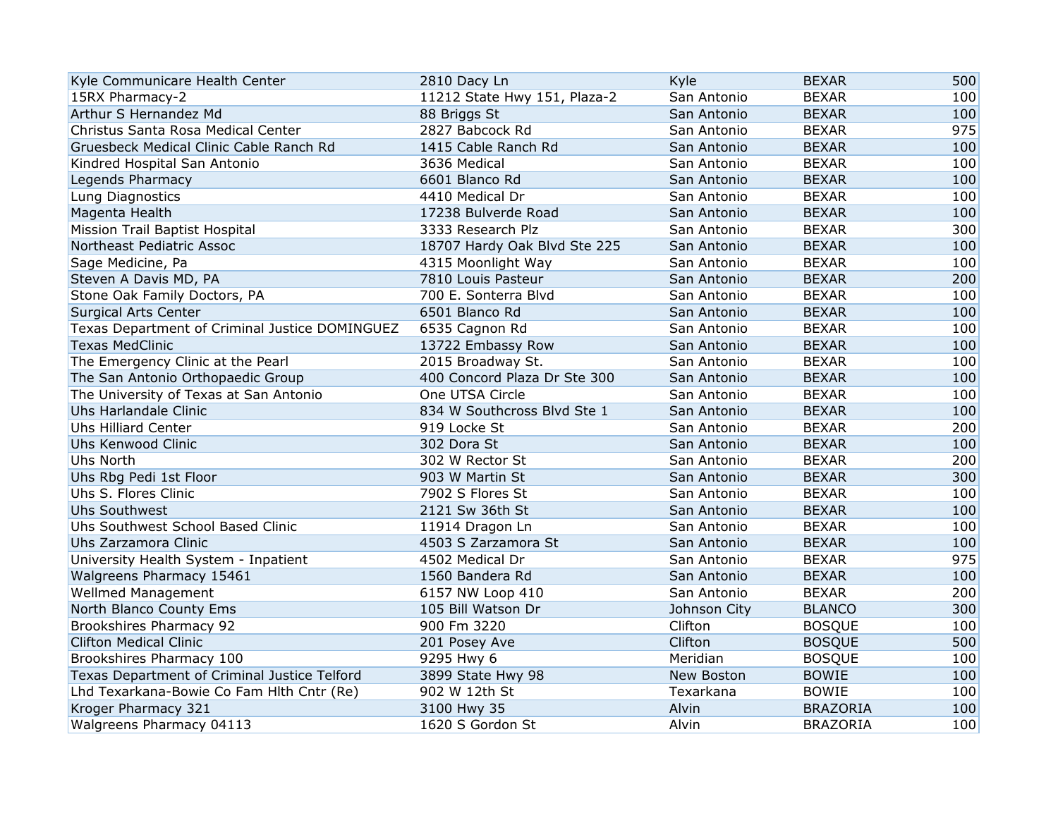| | | | | |
|---|---|---|---|---|
| Kyle Communicare Health Center | 2810 Dacy Ln | Kyle | BEXAR | 500 |
| 15RX Pharmacy-2 | 11212 State Hwy 151, Plaza-2 | San Antonio | BEXAR | 100 |
| Arthur S Hernandez Md | 88 Briggs St | San Antonio | BEXAR | 100 |
| Christus Santa Rosa Medical Center | 2827 Babcock Rd | San Antonio | BEXAR | 975 |
| Gruesbeck Medical Clinic Cable Ranch Rd | 1415 Cable Ranch Rd | San Antonio | BEXAR | 100 |
| Kindred Hospital San Antonio | 3636 Medical | San Antonio | BEXAR | 100 |
| Legends Pharmacy | 6601 Blanco Rd | San Antonio | BEXAR | 100 |
| Lung Diagnostics | 4410 Medical Dr | San Antonio | BEXAR | 100 |
| Magenta Health | 17238 Bulverde Road | San Antonio | BEXAR | 100 |
| Mission Trail Baptist Hospital | 3333 Research Plz | San Antonio | BEXAR | 300 |
| Northeast Pediatric Assoc | 18707 Hardy Oak Blvd Ste 225 | San Antonio | BEXAR | 100 |
| Sage Medicine, Pa | 4315 Moonlight Way | San Antonio | BEXAR | 100 |
| Steven A Davis MD, PA | 7810 Louis Pasteur | San Antonio | BEXAR | 200 |
| Stone Oak Family Doctors, PA | 700 E. Sonterra Blvd | San Antonio | BEXAR | 100 |
| Surgical Arts Center | 6501 Blanco Rd | San Antonio | BEXAR | 100 |
| Texas Department of Criminal Justice DOMINGUEZ | 6535 Cagnon Rd | San Antonio | BEXAR | 100 |
| Texas MedClinic | 13722 Embassy Row | San Antonio | BEXAR | 100 |
| The Emergency Clinic at the Pearl | 2015 Broadway St. | San Antonio | BEXAR | 100 |
| The San Antonio Orthopaedic Group | 400 Concord Plaza Dr Ste 300 | San Antonio | BEXAR | 100 |
| The University of Texas at San Antonio | One UTSA Circle | San Antonio | BEXAR | 100 |
| Uhs Harlandale Clinic | 834 W Southcross Blvd Ste 1 | San Antonio | BEXAR | 100 |
| Uhs Hilliard Center | 919 Locke St | San Antonio | BEXAR | 200 |
| Uhs Kenwood Clinic | 302 Dora St | San Antonio | BEXAR | 100 |
| Uhs North | 302 W Rector St | San Antonio | BEXAR | 200 |
| Uhs Rbg Pedi 1st Floor | 903 W Martin St | San Antonio | BEXAR | 300 |
| Uhs S. Flores Clinic | 7902 S Flores St | San Antonio | BEXAR | 100 |
| Uhs Southwest | 2121 Sw 36th St | San Antonio | BEXAR | 100 |
| Uhs Southwest School Based Clinic | 11914 Dragon Ln | San Antonio | BEXAR | 100 |
| Uhs Zarzamora Clinic | 4503 S Zarzamora St | San Antonio | BEXAR | 100 |
| University Health System - Inpatient | 4502 Medical Dr | San Antonio | BEXAR | 975 |
| Walgreens Pharmacy 15461 | 1560 Bandera Rd | San Antonio | BEXAR | 100 |
| Wellmed Management | 6157 NW Loop 410 | San Antonio | BEXAR | 200 |
| North Blanco County Ems | 105 Bill Watson Dr | Johnson City | BLANCO | 300 |
| Brookshires Pharmacy 92 | 900 Fm 3220 | Clifton | BOSQUE | 100 |
| Clifton Medical Clinic | 201 Posey Ave | Clifton | BOSQUE | 500 |
| Brookshires Pharmacy 100 | 9295 Hwy 6 | Meridian | BOSQUE | 100 |
| Texas Department of Criminal Justice Telford | 3899 State Hwy 98 | New Boston | BOWIE | 100 |
| Lhd Texarkana-Bowie Co Fam Hlth Cntr (Re) | 902 W 12th St | Texarkana | BOWIE | 100 |
| Kroger Pharmacy 321 | 3100 Hwy 35 | Alvin | BRAZORIA | 100 |
| Walgreens Pharmacy 04113 | 1620 S Gordon St | Alvin | BRAZORIA | 100 |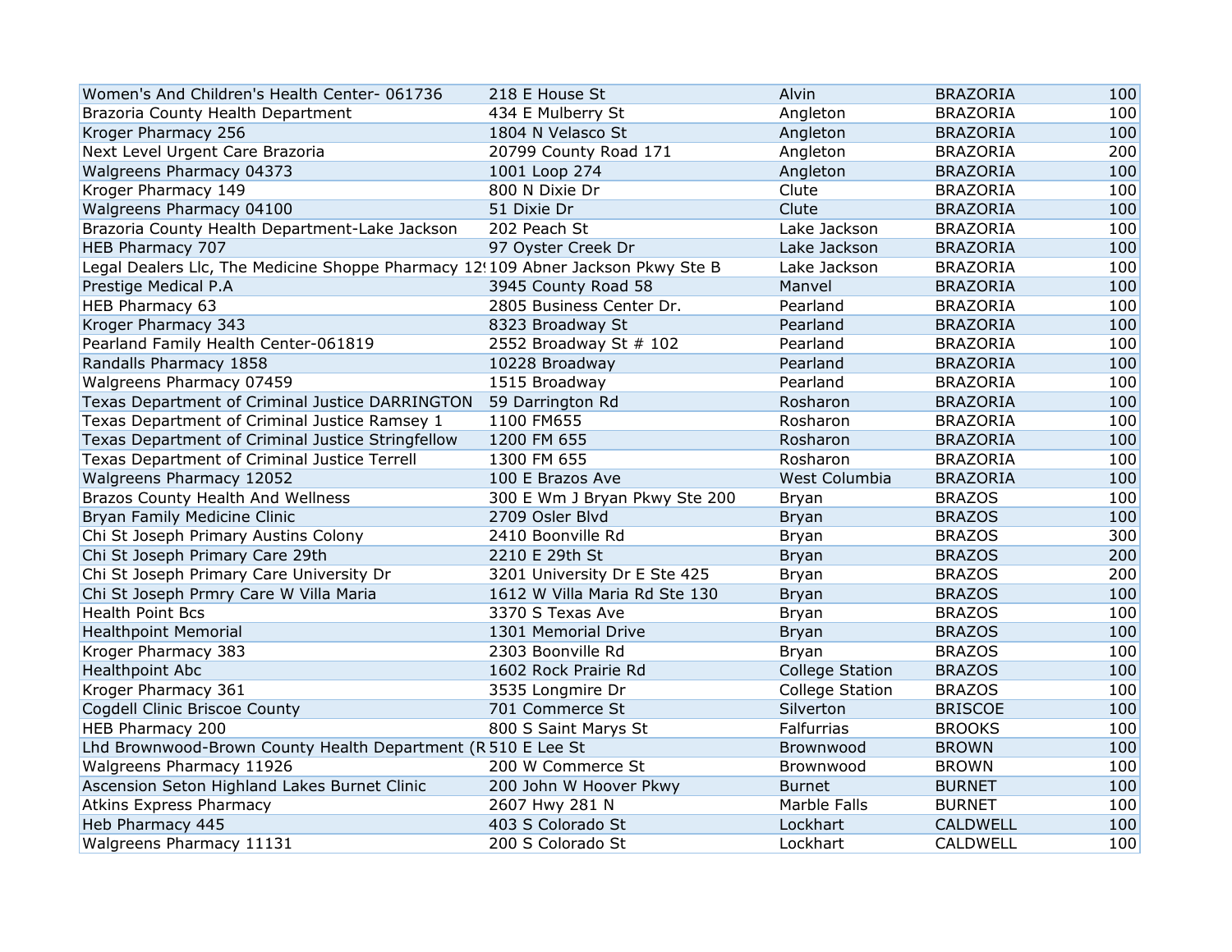| | | | | |
|---|---|---|---|---|
| Women's And Children's Health Center- 061736 | 218 E House St | Alvin | BRAZORIA | 100 |
| Brazoria County Health Department | 434 E Mulberry St | Angleton | BRAZORIA | 100 |
| Kroger Pharmacy 256 | 1804 N Velasco St | Angleton | BRAZORIA | 100 |
| Next Level Urgent Care Brazoria | 20799 County Road 171 | Angleton | BRAZORIA | 200 |
| Walgreens Pharmacy 04373 | 1001 Loop 274 | Angleton | BRAZORIA | 100 |
| Kroger Pharmacy 149 | 800 N Dixie Dr | Clute | BRAZORIA | 100 |
| Walgreens Pharmacy 04100 | 51 Dixie Dr | Clute | BRAZORIA | 100 |
| Brazoria County Health Department-Lake Jackson | 202 Peach St | Lake Jackson | BRAZORIA | 100 |
| HEB Pharmacy 707 | 97 Oyster Creek Dr | Lake Jackson | BRAZORIA | 100 |
| Legal Dealers Llc, The Medicine Shoppe Pharmacy 12 | 109 Abner Jackson Pkwy Ste B | Lake Jackson | BRAZORIA | 100 |
| Prestige Medical P.A | 3945 County Road 58 | Manvel | BRAZORIA | 100 |
| HEB Pharmacy 63 | 2805 Business Center Dr. | Pearland | BRAZORIA | 100 |
| Kroger Pharmacy 343 | 8323 Broadway St | Pearland | BRAZORIA | 100 |
| Pearland Family Health Center-061819 | 2552 Broadway St # 102 | Pearland | BRAZORIA | 100 |
| Randalls Pharmacy 1858 | 10228 Broadway | Pearland | BRAZORIA | 100 |
| Walgreens Pharmacy 07459 | 1515 Broadway | Pearland | BRAZORIA | 100 |
| Texas Department of Criminal Justice DARRINGTON | 59 Darrington Rd | Rosharon | BRAZORIA | 100 |
| Texas Department of Criminal Justice Ramsey 1 | 1100 FM655 | Rosharon | BRAZORIA | 100 |
| Texas Department of Criminal Justice Stringfellow | 1200 FM 655 | Rosharon | BRAZORIA | 100 |
| Texas Department of Criminal Justice Terrell | 1300 FM 655 | Rosharon | BRAZORIA | 100 |
| Walgreens Pharmacy 12052 | 100 E Brazos Ave | West Columbia | BRAZORIA | 100 |
| Brazos County Health And Wellness | 300 E Wm J Bryan Pkwy Ste 200 | Bryan | BRAZOS | 100 |
| Bryan Family Medicine Clinic | 2709 Osler Blvd | Bryan | BRAZOS | 100 |
| Chi St Joseph Primary Austins Colony | 2410 Boonville Rd | Bryan | BRAZOS | 300 |
| Chi St Joseph Primary Care 29th | 2210 E 29th St | Bryan | BRAZOS | 200 |
| Chi St Joseph Primary Care University Dr | 3201 University Dr E Ste 425 | Bryan | BRAZOS | 200 |
| Chi St Joseph Prmry Care W Villa Maria | 1612 W Villa Maria Rd Ste 130 | Bryan | BRAZOS | 100 |
| Health Point Bcs | 3370 S Texas Ave | Bryan | BRAZOS | 100 |
| Healthpoint Memorial | 1301 Memorial Drive | Bryan | BRAZOS | 100 |
| Kroger Pharmacy 383 | 2303 Boonville Rd | Bryan | BRAZOS | 100 |
| Healthpoint Abc | 1602 Rock Prairie Rd | College Station | BRAZOS | 100 |
| Kroger Pharmacy 361 | 3535 Longmire Dr | College Station | BRAZOS | 100 |
| Cogdell Clinic Briscoe County | 701 Commerce St | Silverton | BRISCOE | 100 |
| HEB Pharmacy 200 | 800 S Saint Marys St | Falfurrias | BROOKS | 100 |
| Lhd Brownwood-Brown County Health Department (R | 510 E Lee St | Brownwood | BROWN | 100 |
| Walgreens Pharmacy 11926 | 200 W Commerce St | Brownwood | BROWN | 100 |
| Ascension Seton Highland Lakes Burnet Clinic | 200 John W Hoover Pkwy | Burnet | BURNET | 100 |
| Atkins Express Pharmacy | 2607 Hwy 281 N | Marble Falls | BURNET | 100 |
| Heb Pharmacy 445 | 403 S Colorado St | Lockhart | CALDWELL | 100 |
| Walgreens Pharmacy 11131 | 200 S Colorado St | Lockhart | CALDWELL | 100 |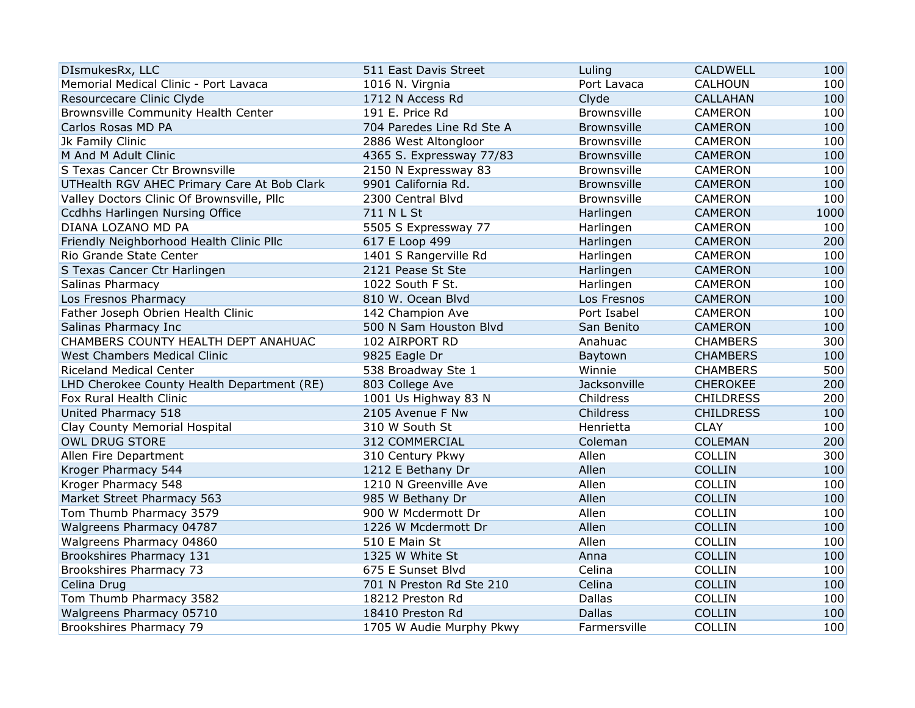| | | | | |
|---|---|---|---|---|
| DIsmukesRx, LLC | 511 East Davis Street | Luling | CALDWELL | 100 |
| Memorial Medical Clinic - Port Lavaca | 1016 N. Virgnia | Port Lavaca | CALHOUN | 100 |
| Resourcecare Clinic Clyde | 1712 N Access Rd | Clyde | CALLAHAN | 100 |
| Brownsville Community Health Center | 191 E. Price Rd | Brownsville | CAMERON | 100 |
| Carlos Rosas MD PA | 704 Paredes Line Rd Ste A | Brownsville | CAMERON | 100 |
| Jk Family Clinic | 2886 West Altongloor | Brownsville | CAMERON | 100 |
| M And M Adult Clinic | 4365 S. Expressway 77/83 | Brownsville | CAMERON | 100 |
| S Texas Cancer Ctr Brownsville | 2150 N Expressway 83 | Brownsville | CAMERON | 100 |
| UTHealth RGV AHEC Primary Care At Bob Clark | 9901 California Rd. | Brownsville | CAMERON | 100 |
| Valley Doctors Clinic Of Brownsville, Pllc | 2300 Central Blvd | Brownsville | CAMERON | 100 |
| Ccdhhs Harlingen Nursing Office | 711 N L St | Harlingen | CAMERON | 1000 |
| DIANA LOZANO MD PA | 5505 S Expressway 77 | Harlingen | CAMERON | 100 |
| Friendly Neighborhood Health Clinic Pllc | 617 E Loop 499 | Harlingen | CAMERON | 200 |
| Rio Grande State Center | 1401 S Rangerville Rd | Harlingen | CAMERON | 100 |
| S Texas Cancer Ctr Harlingen | 2121 Pease St Ste | Harlingen | CAMERON | 100 |
| Salinas Pharmacy | 1022 South F St. | Harlingen | CAMERON | 100 |
| Los Fresnos Pharmacy | 810 W. Ocean Blvd | Los Fresnos | CAMERON | 100 |
| Father Joseph Obrien Health Clinic | 142 Champion Ave | Port Isabel | CAMERON | 100 |
| Salinas Pharmacy Inc | 500 N Sam Houston Blvd | San Benito | CAMERON | 100 |
| CHAMBERS COUNTY HEALTH DEPT ANAHUAC | 102 AIRPORT RD | Anahuac | CHAMBERS | 300 |
| West Chambers Medical Clinic | 9825 Eagle Dr | Baytown | CHAMBERS | 100 |
| Riceland Medical Center | 538 Broadway Ste 1 | Winnie | CHAMBERS | 500 |
| LHD Cherokee County Health Department (RE) | 803 College Ave | Jacksonville | CHEROKEE | 200 |
| Fox Rural Health Clinic | 1001 Us Highway 83 N | Childress | CHILDRESS | 200 |
| United Pharmacy 518 | 2105 Avenue F Nw | Childress | CHILDRESS | 100 |
| Clay County Memorial Hospital | 310 W South St | Henrietta | CLAY | 100 |
| OWL DRUG STORE | 312 COMMERCIAL | Coleman | COLEMAN | 200 |
| Allen Fire Department | 310 Century Pkwy | Allen | COLLIN | 300 |
| Kroger Pharmacy 544 | 1212 E Bethany Dr | Allen | COLLIN | 100 |
| Kroger Pharmacy 548 | 1210 N Greenville Ave | Allen | COLLIN | 100 |
| Market Street Pharmacy 563 | 985 W Bethany Dr | Allen | COLLIN | 100 |
| Tom Thumb Pharmacy 3579 | 900 W Mcdermott Dr | Allen | COLLIN | 100 |
| Walgreens Pharmacy 04787 | 1226 W Mcdermott Dr | Allen | COLLIN | 100 |
| Walgreens Pharmacy 04860 | 510 E Main St | Allen | COLLIN | 100 |
| Brookshires Pharmacy 131 | 1325 W White St | Anna | COLLIN | 100 |
| Brookshires Pharmacy 73 | 675 E Sunset Blvd | Celina | COLLIN | 100 |
| Celina Drug | 701 N Preston Rd Ste 210 | Celina | COLLIN | 100 |
| Tom Thumb Pharmacy 3582 | 18212 Preston Rd | Dallas | COLLIN | 100 |
| Walgreens Pharmacy 05710 | 18410 Preston Rd | Dallas | COLLIN | 100 |
| Brookshires Pharmacy 79 | 1705 W Audie Murphy Pkwy | Farmersville | COLLIN | 100 |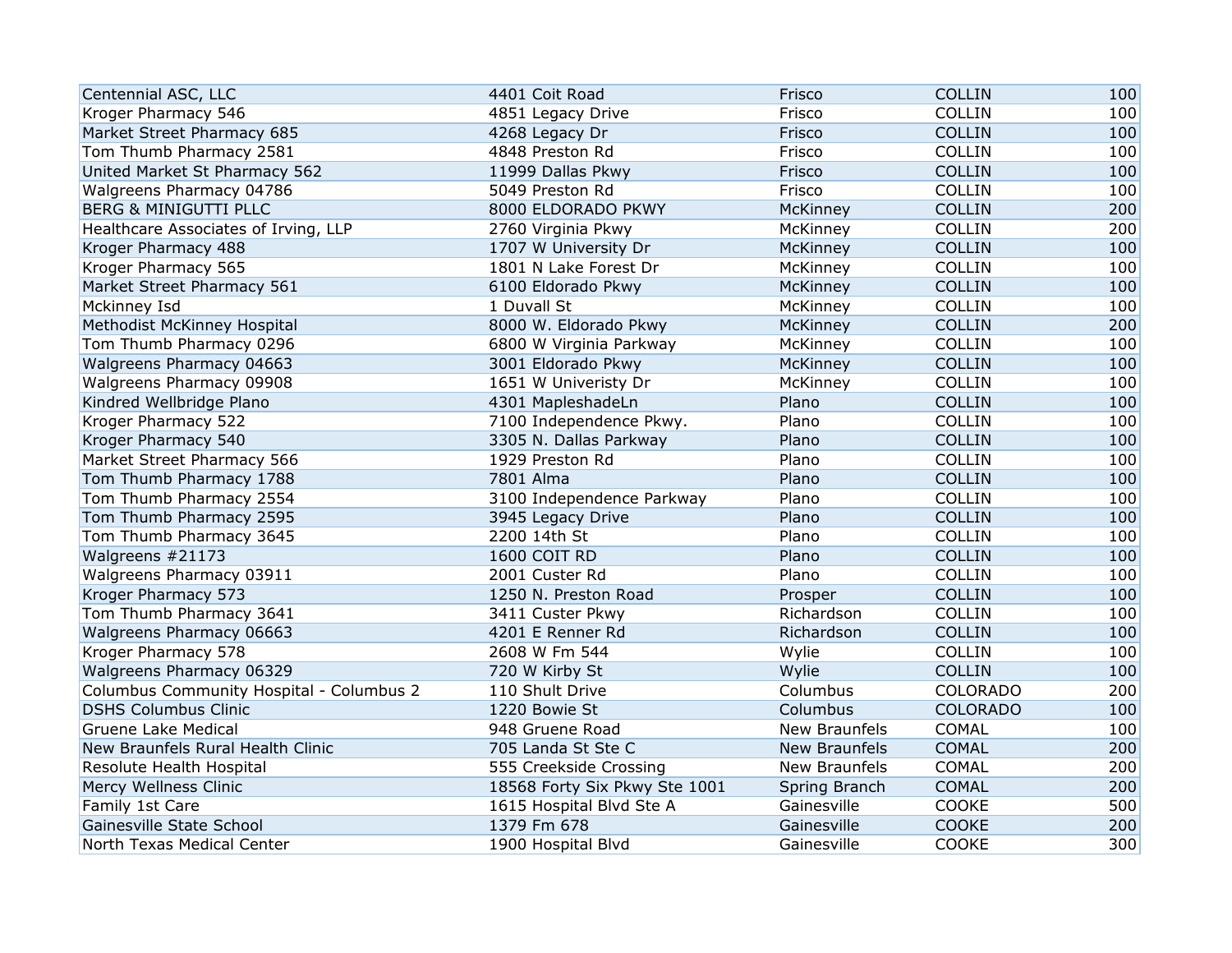| | | | | |
|---|---|---|---|---|
| Centennial ASC, LLC | 4401 Coit Road | Frisco | COLLIN | 100 |
| Kroger Pharmacy 546 | 4851 Legacy Drive | Frisco | COLLIN | 100 |
| Market Street Pharmacy 685 | 4268 Legacy Dr | Frisco | COLLIN | 100 |
| Tom Thumb Pharmacy 2581 | 4848 Preston Rd | Frisco | COLLIN | 100 |
| United Market St Pharmacy 562 | 11999 Dallas Pkwy | Frisco | COLLIN | 100 |
| Walgreens Pharmacy 04786 | 5049 Preston Rd | Frisco | COLLIN | 100 |
| BERG & MINIGUTTI PLLC | 8000 ELDORADO PKWY | McKinney | COLLIN | 200 |
| Healthcare Associates of Irving, LLP | 2760 Virginia Pkwy | McKinney | COLLIN | 200 |
| Kroger Pharmacy 488 | 1707 W University Dr | McKinney | COLLIN | 100 |
| Kroger Pharmacy 565 | 1801 N Lake Forest Dr | McKinney | COLLIN | 100 |
| Market Street Pharmacy 561 | 6100 Eldorado Pkwy | McKinney | COLLIN | 100 |
| Mckinney Isd | 1 Duvall St | McKinney | COLLIN | 100 |
| Methodist McKinney Hospital | 8000 W. Eldorado Pkwy | McKinney | COLLIN | 200 |
| Tom Thumb Pharmacy 0296 | 6800 W Virginia Parkway | McKinney | COLLIN | 100 |
| Walgreens Pharmacy 04663 | 3001 Eldorado Pkwy | McKinney | COLLIN | 100 |
| Walgreens Pharmacy 09908 | 1651 W Univeristy Dr | McKinney | COLLIN | 100 |
| Kindred Wellbridge Plano | 4301 MapleshadeLn | Plano | COLLIN | 100 |
| Kroger Pharmacy 522 | 7100 Independence Pkwy. | Plano | COLLIN | 100 |
| Kroger Pharmacy 540 | 3305 N. Dallas Parkway | Plano | COLLIN | 100 |
| Market Street Pharmacy 566 | 1929 Preston Rd | Plano | COLLIN | 100 |
| Tom Thumb Pharmacy 1788 | 7801 Alma | Plano | COLLIN | 100 |
| Tom Thumb Pharmacy 2554 | 3100 Independence Parkway | Plano | COLLIN | 100 |
| Tom Thumb Pharmacy 2595 | 3945 Legacy Drive | Plano | COLLIN | 100 |
| Tom Thumb Pharmacy 3645 | 2200 14th St | Plano | COLLIN | 100 |
| Walgreens #21173 | 1600 COIT RD | Plano | COLLIN | 100 |
| Walgreens Pharmacy 03911 | 2001 Custer Rd | Plano | COLLIN | 100 |
| Kroger Pharmacy 573 | 1250 N. Preston Road | Prosper | COLLIN | 100 |
| Tom Thumb Pharmacy 3641 | 3411 Custer Pkwy | Richardson | COLLIN | 100 |
| Walgreens Pharmacy 06663 | 4201 E Renner Rd | Richardson | COLLIN | 100 |
| Kroger Pharmacy 578 | 2608 W Fm 544 | Wylie | COLLIN | 100 |
| Walgreens Pharmacy 06329 | 720 W Kirby St | Wylie | COLLIN | 100 |
| Columbus Community Hospital - Columbus 2 | 110 Shult Drive | Columbus | COLORADO | 200 |
| DSHS Columbus Clinic | 1220 Bowie St | Columbus | COLORADO | 100 |
| Gruene Lake Medical | 948 Gruene Road | New Braunfels | COMAL | 100 |
| New Braunfels Rural Health Clinic | 705 Landa St Ste C | New Braunfels | COMAL | 200 |
| Resolute Health Hospital | 555 Creekside Crossing | New Braunfels | COMAL | 200 |
| Mercy Wellness Clinic | 18568 Forty Six Pkwy Ste 1001 | Spring Branch | COMAL | 200 |
| Family 1st Care | 1615 Hospital Blvd Ste A | Gainesville | COOKE | 500 |
| Gainesville State School | 1379 Fm 678 | Gainesville | COOKE | 200 |
| North Texas Medical Center | 1900 Hospital Blvd | Gainesville | COOKE | 300 |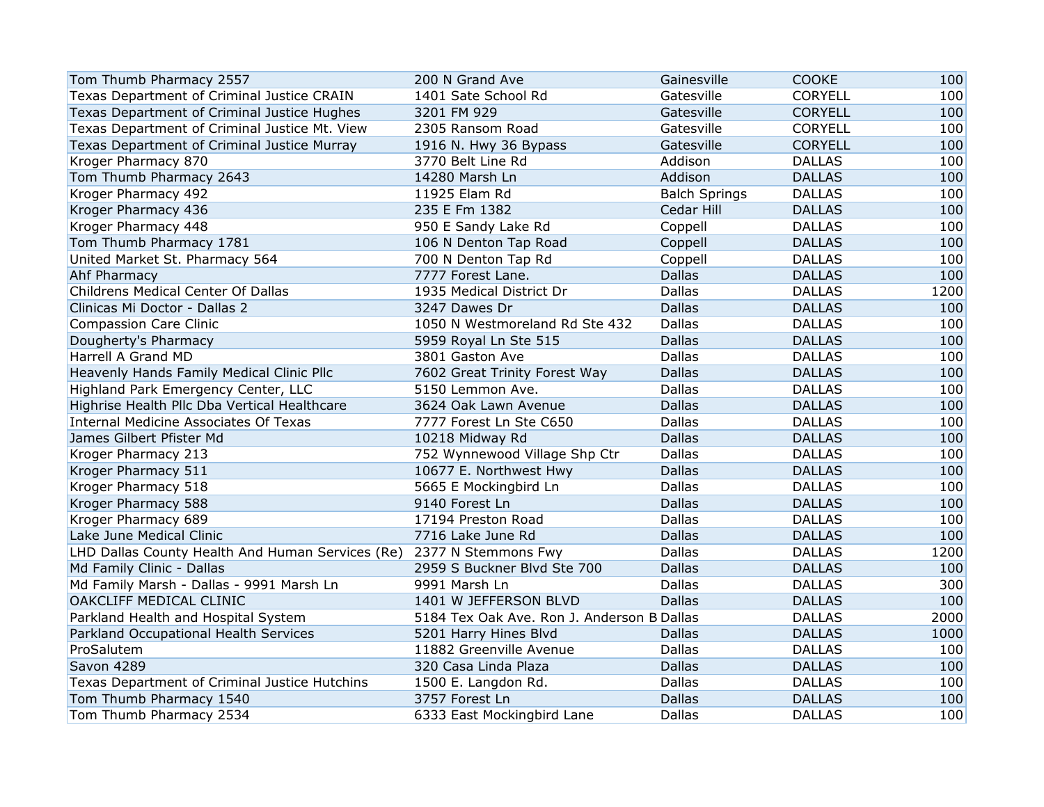| | | | | |
|---|---|---|---|---|
| Tom Thumb Pharmacy 2557 | 200 N Grand Ave | Gainesville | COOKE | 100 |
| Texas Department of Criminal Justice CRAIN | 1401 Sate School Rd | Gatesville | CORYELL | 100 |
| Texas Department of Criminal Justice Hughes | 3201 FM 929 | Gatesville | CORYELL | 100 |
| Texas Department of Criminal Justice Mt. View | 2305 Ransom Road | Gatesville | CORYELL | 100 |
| Texas Department of Criminal Justice Murray | 1916 N. Hwy 36 Bypass | Gatesville | CORYELL | 100 |
| Kroger Pharmacy 870 | 3770 Belt Line Rd | Addison | DALLAS | 100 |
| Tom Thumb Pharmacy 2643 | 14280 Marsh Ln | Addison | DALLAS | 100 |
| Kroger Pharmacy 492 | 11925 Elam Rd | Balch Springs | DALLAS | 100 |
| Kroger Pharmacy 436 | 235 E Fm 1382 | Cedar Hill | DALLAS | 100 |
| Kroger Pharmacy 448 | 950 E Sandy Lake Rd | Coppell | DALLAS | 100 |
| Tom Thumb Pharmacy 1781 | 106 N Denton Tap Road | Coppell | DALLAS | 100 |
| United Market St. Pharmacy 564 | 700 N Denton Tap Rd | Coppell | DALLAS | 100 |
| Ahf Pharmacy | 7777 Forest Lane. | Dallas | DALLAS | 100 |
| Childrens Medical Center Of Dallas | 1935 Medical District Dr | Dallas | DALLAS | 1200 |
| Clinicas Mi Doctor - Dallas 2 | 3247 Dawes Dr | Dallas | DALLAS | 100 |
| Compassion Care Clinic | 1050 N Westmoreland Rd Ste 432 | Dallas | DALLAS | 100 |
| Dougherty's Pharmacy | 5959 Royal Ln Ste 515 | Dallas | DALLAS | 100 |
| Harrell A Grand MD | 3801 Gaston Ave | Dallas | DALLAS | 100 |
| Heavenly Hands Family Medical Clinic Pllc | 7602 Great Trinity Forest Way | Dallas | DALLAS | 100 |
| Highland Park Emergency Center, LLC | 5150 Lemmon Ave. | Dallas | DALLAS | 100 |
| Highrise Health Pllc Dba Vertical Healthcare | 3624 Oak Lawn Avenue | Dallas | DALLAS | 100 |
| Internal Medicine Associates Of Texas | 7777 Forest Ln Ste C650 | Dallas | DALLAS | 100 |
| James Gilbert Pfister Md | 10218 Midway Rd | Dallas | DALLAS | 100 |
| Kroger Pharmacy 213 | 752 Wynnewood Village Shp Ctr | Dallas | DALLAS | 100 |
| Kroger Pharmacy 511 | 10677 E. Northwest Hwy | Dallas | DALLAS | 100 |
| Kroger Pharmacy 518 | 5665 E Mockingbird Ln | Dallas | DALLAS | 100 |
| Kroger Pharmacy 588 | 9140 Forest Ln | Dallas | DALLAS | 100 |
| Kroger Pharmacy 689 | 17194 Preston Road | Dallas | DALLAS | 100 |
| Lake June Medical Clinic | 7716 Lake June Rd | Dallas | DALLAS | 100 |
| LHD Dallas County Health And Human Services (Re) | 2377 N Stemmons Fwy | Dallas | DALLAS | 1200 |
| Md Family Clinic - Dallas | 2959 S Buckner Blvd Ste 700 | Dallas | DALLAS | 100 |
| Md Family Marsh - Dallas - 9991 Marsh Ln | 9991 Marsh Ln | Dallas | DALLAS | 300 |
| OAKCLIFF MEDICAL CLINIC | 1401 W JEFFERSON BLVD | Dallas | DALLAS | 100 |
| Parkland Health and Hospital System | 5184 Tex Oak Ave. Ron J. Anderson B | Dallas | DALLAS | 2000 |
| Parkland Occupational Health Services | 5201 Harry Hines Blvd | Dallas | DALLAS | 1000 |
| ProSalutem | 11882 Greenville Avenue | Dallas | DALLAS | 100 |
| Savon 4289 | 320 Casa Linda Plaza | Dallas | DALLAS | 100 |
| Texas Department of Criminal Justice Hutchins | 1500 E. Langdon Rd. | Dallas | DALLAS | 100 |
| Tom Thumb Pharmacy 1540 | 3757 Forest Ln | Dallas | DALLAS | 100 |
| Tom Thumb Pharmacy 2534 | 6333 East Mockingbird Lane | Dallas | DALLAS | 100 |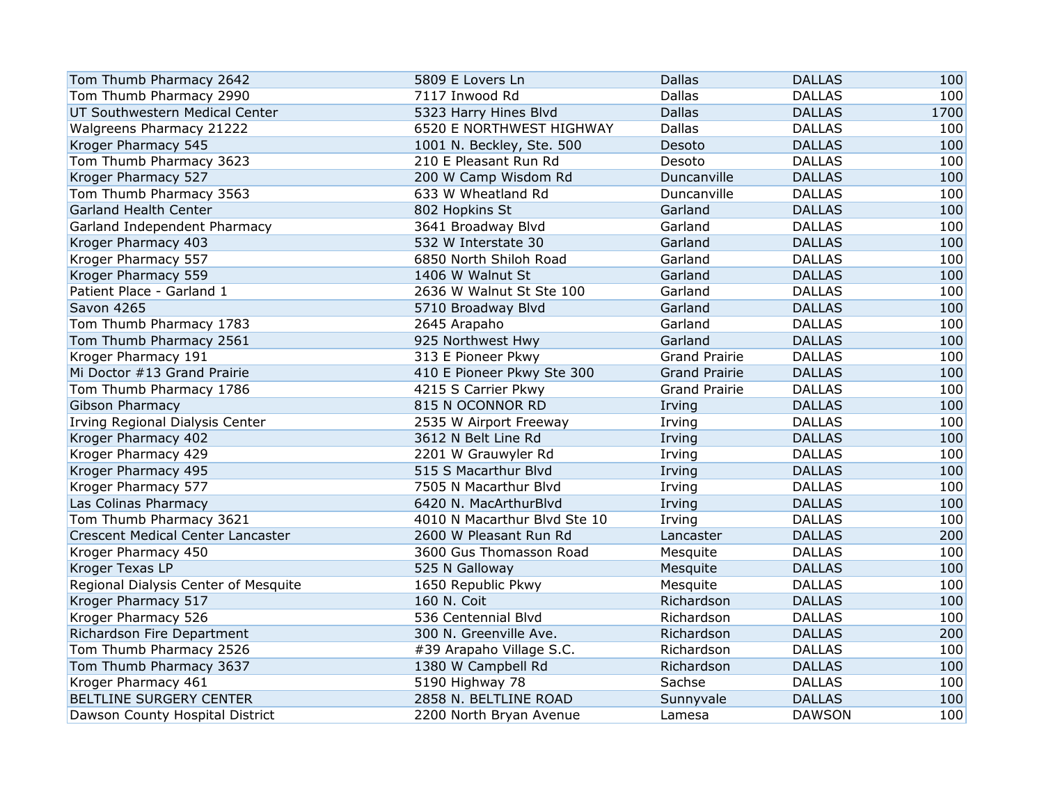| | | | | |
|---|---|---|---|---|
| Tom Thumb Pharmacy 2642 | 5809 E Lovers Ln | Dallas | DALLAS | 100 |
| Tom Thumb Pharmacy 2990 | 7117 Inwood Rd | Dallas | DALLAS | 100 |
| UT Southwestern Medical Center | 5323 Harry Hines Blvd | Dallas | DALLAS | 1700 |
| Walgreens Pharmacy 21222 | 6520 E NORTHWEST HIGHWAY | Dallas | DALLAS | 100 |
| Kroger Pharmacy 545 | 1001 N. Beckley, Ste. 500 | Desoto | DALLAS | 100 |
| Tom Thumb Pharmacy 3623 | 210 E Pleasant Run Rd | Desoto | DALLAS | 100 |
| Kroger Pharmacy 527 | 200 W Camp Wisdom Rd | Duncanville | DALLAS | 100 |
| Tom Thumb Pharmacy 3563 | 633 W Wheatland Rd | Duncanville | DALLAS | 100 |
| Garland Health Center | 802 Hopkins St | Garland | DALLAS | 100 |
| Garland Independent Pharmacy | 3641 Broadway Blvd | Garland | DALLAS | 100 |
| Kroger Pharmacy 403 | 532 W Interstate 30 | Garland | DALLAS | 100 |
| Kroger Pharmacy 557 | 6850 North Shiloh Road | Garland | DALLAS | 100 |
| Kroger Pharmacy 559 | 1406 W Walnut St | Garland | DALLAS | 100 |
| Patient Place - Garland 1 | 2636 W Walnut St Ste 100 | Garland | DALLAS | 100 |
| Savon 4265 | 5710 Broadway Blvd | Garland | DALLAS | 100 |
| Tom Thumb Pharmacy 1783 | 2645 Arapaho | Garland | DALLAS | 100 |
| Tom Thumb Pharmacy 2561 | 925 Northwest Hwy | Garland | DALLAS | 100 |
| Kroger Pharmacy 191 | 313 E Pioneer Pkwy | Grand Prairie | DALLAS | 100 |
| Mi Doctor #13 Grand Prairie | 410 E Pioneer Pkwy Ste 300 | Grand Prairie | DALLAS | 100 |
| Tom Thumb Pharmacy 1786 | 4215 S Carrier Pkwy | Grand Prairie | DALLAS | 100 |
| Gibson Pharmacy | 815 N OCONNOR RD | Irving | DALLAS | 100 |
| Irving Regional Dialysis Center | 2535 W Airport Freeway | Irving | DALLAS | 100 |
| Kroger Pharmacy 402 | 3612 N Belt Line Rd | Irving | DALLAS | 100 |
| Kroger Pharmacy 429 | 2201 W Grauwyler Rd | Irving | DALLAS | 100 |
| Kroger Pharmacy 495 | 515 S Macarthur Blvd | Irving | DALLAS | 100 |
| Kroger Pharmacy 577 | 7505 N Macarthur Blvd | Irving | DALLAS | 100 |
| Las Colinas Pharmacy | 6420 N. MacArthurBlvd | Irving | DALLAS | 100 |
| Tom Thumb Pharmacy 3621 | 4010 N Macarthur Blvd Ste 10 | Irving | DALLAS | 100 |
| Crescent Medical Center Lancaster | 2600 W Pleasant Run Rd | Lancaster | DALLAS | 200 |
| Kroger Pharmacy 450 | 3600 Gus Thomasson Road | Mesquite | DALLAS | 100 |
| Kroger Texas LP | 525 N Galloway | Mesquite | DALLAS | 100 |
| Regional Dialysis Center of Mesquite | 1650 Republic Pkwy | Mesquite | DALLAS | 100 |
| Kroger Pharmacy 517 | 160 N. Coit | Richardson | DALLAS | 100 |
| Kroger Pharmacy 526 | 536 Centennial Blvd | Richardson | DALLAS | 100 |
| Richardson Fire Department | 300 N. Greenville Ave. | Richardson | DALLAS | 200 |
| Tom Thumb Pharmacy 2526 | #39 Arapaho Village S.C. | Richardson | DALLAS | 100 |
| Tom Thumb Pharmacy 3637 | 1380 W Campbell Rd | Richardson | DALLAS | 100 |
| Kroger Pharmacy 461 | 5190 Highway 78 | Sachse | DALLAS | 100 |
| BELTLINE SURGERY CENTER | 2858 N. BELTLINE ROAD | Sunnyvale | DALLAS | 100 |
| Dawson County Hospital District | 2200 North Bryan Avenue | Lamesa | DAWSON | 100 |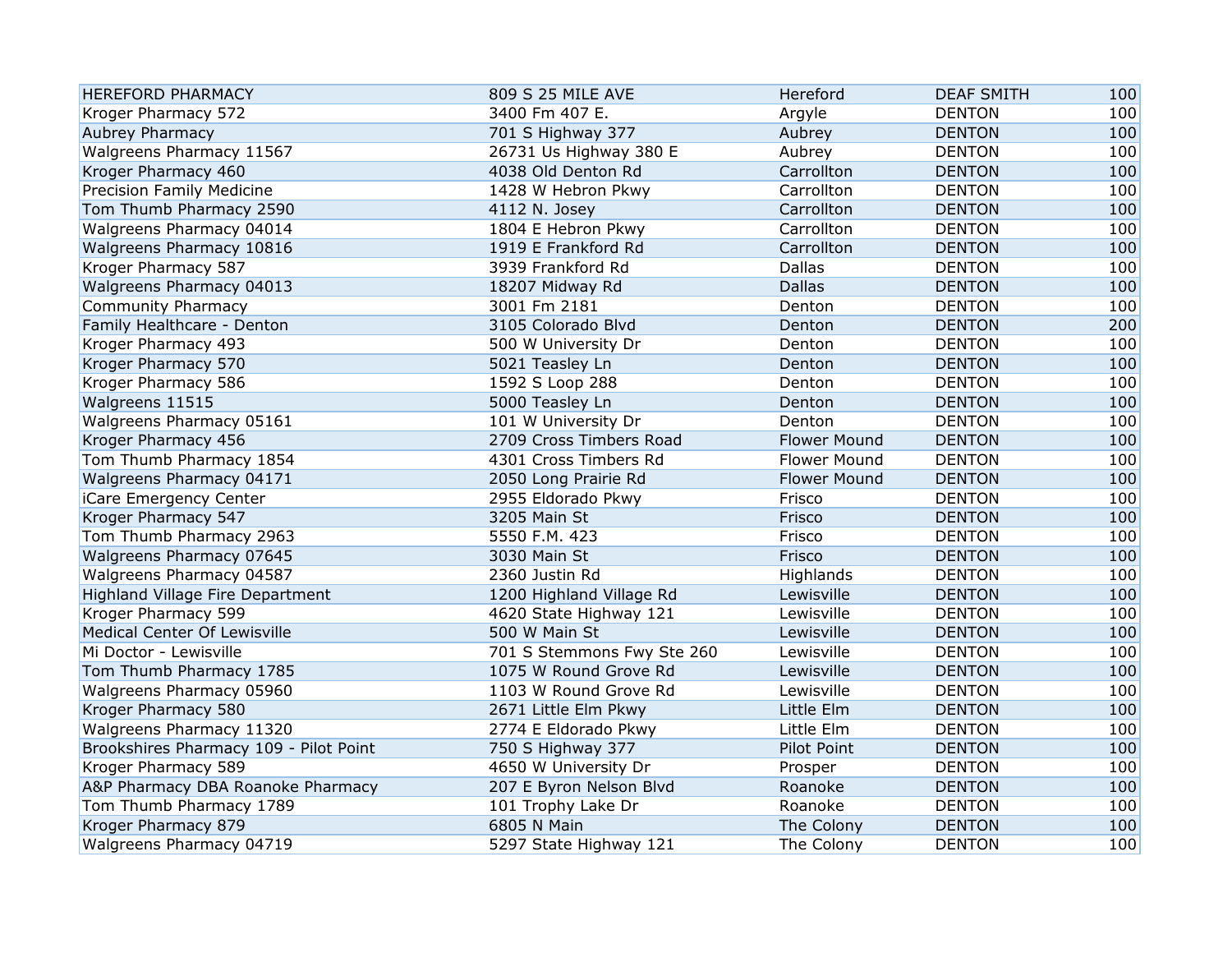| | | | | |
|---|---|---|---|---|
| HEREFORD PHARMACY | 809 S 25 MILE AVE | Hereford | DEAF SMITH | 100 |
| Kroger Pharmacy 572 | 3400 Fm 407 E. | Argyle | DENTON | 100 |
| Aubrey Pharmacy | 701 S Highway 377 | Aubrey | DENTON | 100 |
| Walgreens Pharmacy 11567 | 26731 Us Highway 380 E | Aubrey | DENTON | 100 |
| Kroger Pharmacy 460 | 4038 Old Denton Rd | Carrollton | DENTON | 100 |
| Precision Family Medicine | 1428 W Hebron Pkwy | Carrollton | DENTON | 100 |
| Tom Thumb Pharmacy 2590 | 4112 N. Josey | Carrollton | DENTON | 100 |
| Walgreens Pharmacy 04014 | 1804 E Hebron Pkwy | Carrollton | DENTON | 100 |
| Walgreens Pharmacy 10816 | 1919 E Frankford Rd | Carrollton | DENTON | 100 |
| Kroger Pharmacy 587 | 3939 Frankford Rd | Dallas | DENTON | 100 |
| Walgreens Pharmacy 04013 | 18207 Midway Rd | Dallas | DENTON | 100 |
| Community Pharmacy | 3001 Fm 2181 | Denton | DENTON | 100 |
| Family Healthcare - Denton | 3105 Colorado Blvd | Denton | DENTON | 200 |
| Kroger Pharmacy 493 | 500 W University Dr | Denton | DENTON | 100 |
| Kroger Pharmacy 570 | 5021 Teasley Ln | Denton | DENTON | 100 |
| Kroger Pharmacy 586 | 1592 S Loop 288 | Denton | DENTON | 100 |
| Walgreens 11515 | 5000 Teasley Ln | Denton | DENTON | 100 |
| Walgreens Pharmacy 05161 | 101 W University Dr | Denton | DENTON | 100 |
| Kroger Pharmacy 456 | 2709 Cross Timbers Road | Flower Mound | DENTON | 100 |
| Tom Thumb Pharmacy 1854 | 4301 Cross Timbers Rd | Flower Mound | DENTON | 100 |
| Walgreens Pharmacy 04171 | 2050 Long Prairie Rd | Flower Mound | DENTON | 100 |
| iCare Emergency Center | 2955 Eldorado Pkwy | Frisco | DENTON | 100 |
| Kroger Pharmacy 547 | 3205 Main St | Frisco | DENTON | 100 |
| Tom Thumb Pharmacy 2963 | 5550 F.M. 423 | Frisco | DENTON | 100 |
| Walgreens Pharmacy 07645 | 3030 Main St | Frisco | DENTON | 100 |
| Walgreens Pharmacy 04587 | 2360 Justin Rd | Highlands | DENTON | 100 |
| Highland Village Fire Department | 1200 Highland Village Rd | Lewisville | DENTON | 100 |
| Kroger Pharmacy 599 | 4620 State Highway 121 | Lewisville | DENTON | 100 |
| Medical Center Of Lewisville | 500 W Main St | Lewisville | DENTON | 100 |
| Mi Doctor - Lewisville | 701 S Stemmons Fwy Ste 260 | Lewisville | DENTON | 100 |
| Tom Thumb Pharmacy 1785 | 1075 W Round Grove Rd | Lewisville | DENTON | 100 |
| Walgreens Pharmacy 05960 | 1103 W Round Grove Rd | Lewisville | DENTON | 100 |
| Kroger Pharmacy 580 | 2671 Little Elm Pkwy | Little Elm | DENTON | 100 |
| Walgreens Pharmacy 11320 | 2774 E Eldorado Pkwy | Little Elm | DENTON | 100 |
| Brookshires Pharmacy 109 - Pilot Point | 750 S Highway 377 | Pilot Point | DENTON | 100 |
| Kroger Pharmacy 589 | 4650 W University Dr | Prosper | DENTON | 100 |
| A&P Pharmacy DBA Roanoke Pharmacy | 207 E Byron Nelson Blvd | Roanoke | DENTON | 100 |
| Tom Thumb Pharmacy 1789 | 101 Trophy Lake Dr | Roanoke | DENTON | 100 |
| Kroger Pharmacy 879 | 6805 N Main | The Colony | DENTON | 100 |
| Walgreens Pharmacy 04719 | 5297 State Highway 121 | The Colony | DENTON | 100 |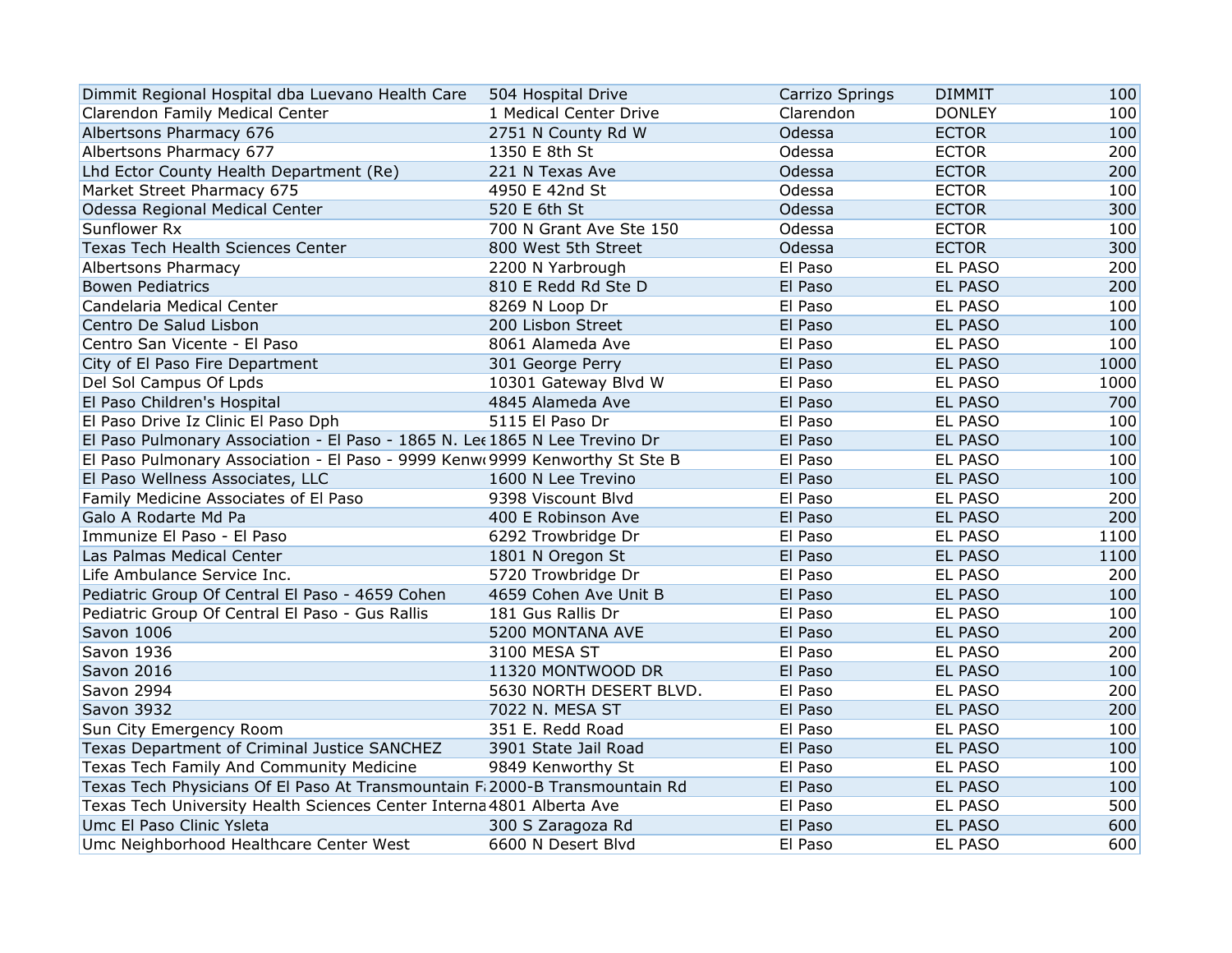| | | | | |
|---|---|---|---|---|
| Dimmit Regional Hospital dba Luevano Health Care | 504 Hospital Drive | Carrizo Springs | DIMMIT | 100 |
| Clarendon Family Medical Center | 1 Medical Center Drive | Clarendon | DONLEY | 100 |
| Albertsons Pharmacy 676 | 2751 N County Rd W | Odessa | ECTOR | 100 |
| Albertsons Pharmacy 677 | 1350 E 8th St | Odessa | ECTOR | 200 |
| Lhd Ector County Health Department (Re) | 221 N Texas Ave | Odessa | ECTOR | 200 |
| Market Street Pharmacy 675 | 4950 E 42nd St | Odessa | ECTOR | 100 |
| Odessa Regional Medical Center | 520 E 6th St | Odessa | ECTOR | 300 |
| Sunflower Rx | 700 N Grant Ave Ste 150 | Odessa | ECTOR | 100 |
| Texas Tech Health Sciences Center | 800 West 5th Street | Odessa | ECTOR | 300 |
| Albertsons Pharmacy | 2200 N Yarbrough | El Paso | EL PASO | 200 |
| Bowen Pediatrics | 810 E Redd Rd Ste D | El Paso | EL PASO | 200 |
| Candelaria Medical Center | 8269 N Loop Dr | El Paso | EL PASO | 100 |
| Centro De Salud Lisbon | 200 Lisbon Street | El Paso | EL PASO | 100 |
| Centro San Vicente - El Paso | 8061 Alameda Ave | El Paso | EL PASO | 100 |
| City of El Paso Fire Department | 301 George Perry | El Paso | EL PASO | 1000 |
| Del Sol Campus Of Lpds | 10301 Gateway Blvd W | El Paso | EL PASO | 1000 |
| El Paso Children's Hospital | 4845 Alameda Ave | El Paso | EL PASO | 700 |
| El Paso Drive Iz Clinic El Paso Dph | 5115 El Paso Dr | El Paso | EL PASO | 100 |
| El Paso Pulmonary Association - El Paso - 1865 N. Lee | 1865 N Lee Trevino Dr | El Paso | EL PASO | 100 |
| El Paso Pulmonary Association - El Paso - 9999 Kenwo | 9999 Kenworthy St Ste B | El Paso | EL PASO | 100 |
| El Paso Wellness Associates, LLC | 1600 N Lee Trevino | El Paso | EL PASO | 100 |
| Family Medicine Associates of El Paso | 9398 Viscount Blvd | El Paso | EL PASO | 200 |
| Galo A Rodarte Md Pa | 400 E Robinson Ave | El Paso | EL PASO | 200 |
| Immunize El Paso - El Paso | 6292 Trowbridge Dr | El Paso | EL PASO | 1100 |
| Las Palmas Medical Center | 1801 N Oregon St | El Paso | EL PASO | 1100 |
| Life Ambulance Service Inc. | 5720 Trowbridge Dr | El Paso | EL PASO | 200 |
| Pediatric Group Of Central El Paso - 4659 Cohen | 4659 Cohen Ave Unit B | El Paso | EL PASO | 100 |
| Pediatric Group Of Central El Paso - Gus Rallis | 181 Gus Rallis Dr | El Paso | EL PASO | 100 |
| Savon 1006 | 5200 MONTANA AVE | El Paso | EL PASO | 200 |
| Savon 1936 | 3100 MESA ST | El Paso | EL PASO | 200 |
| Savon 2016 | 11320 MONTWOOD DR | El Paso | EL PASO | 100 |
| Savon 2994 | 5630 NORTH DESERT BLVD. | El Paso | EL PASO | 200 |
| Savon 3932 | 7022 N. MESA ST | El Paso | EL PASO | 200 |
| Sun City Emergency Room | 351 E. Redd Road | El Paso | EL PASO | 100 |
| Texas Department of Criminal Justice SANCHEZ | 3901 State Jail Road | El Paso | EL PASO | 100 |
| Texas Tech Family And Community Medicine | 9849 Kenworthy St | El Paso | EL PASO | 100 |
| Texas Tech Physicians Of El Paso At Transmountain Fa | 2000-B Transmountain Rd | El Paso | EL PASO | 100 |
| Texas Tech University Health Sciences Center Interna | 4801 Alberta Ave | El Paso | EL PASO | 500 |
| Umc El Paso Clinic Ysleta | 300 S Zaragoza Rd | El Paso | EL PASO | 600 |
| Umc Neighborhood Healthcare Center West | 6600 N Desert Blvd | El Paso | EL PASO | 600 |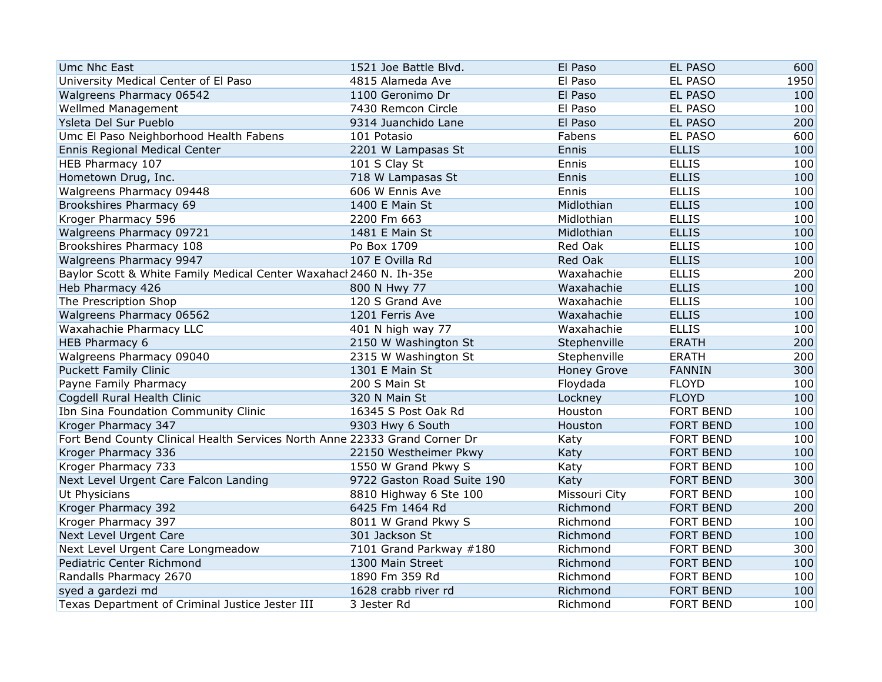| | | | | |
|---|---|---|---|---|
| Umc Nhc East | 1521 Joe Battle Blvd. | El Paso | EL PASO | 600 |
| University Medical Center of El Paso | 4815 Alameda Ave | El Paso | EL PASO | 1950 |
| Walgreens Pharmacy 06542 | 1100 Geronimo Dr | El Paso | EL PASO | 100 |
| Wellmed Management | 7430 Remcon Circle | El Paso | EL PASO | 100 |
| Ysleta Del Sur Pueblo | 9314 Juanchido Lane | El Paso | EL PASO | 200 |
| Umc El Paso Neighborhood Health Fabens | 101 Potasio | Fabens | EL PASO | 600 |
| Ennis Regional Medical Center | 2201 W Lampasas St | Ennis | ELLIS | 100 |
| HEB Pharmacy 107 | 101 S Clay St | Ennis | ELLIS | 100 |
| Hometown Drug, Inc. | 718 W Lampasas St | Ennis | ELLIS | 100 |
| Walgreens Pharmacy 09448 | 606 W Ennis Ave | Ennis | ELLIS | 100 |
| Brookshires Pharmacy 69 | 1400 E Main St | Midlothian | ELLIS | 100 |
| Kroger Pharmacy 596 | 2200 Fm 663 | Midlothian | ELLIS | 100 |
| Walgreens Pharmacy 09721 | 1481 E Main St | Midlothian | ELLIS | 100 |
| Brookshires Pharmacy 108 | Po Box 1709 | Red Oak | ELLIS | 100 |
| Walgreens Pharmacy 9947 | 107 E Ovilla Rd | Red Oak | ELLIS | 100 |
| Baylor Scott & White Family Medical Center Waxahach | 2460 N. Ih-35e | Waxahachie | ELLIS | 200 |
| Heb Pharmacy 426 | 800 N Hwy 77 | Waxahachie | ELLIS | 100 |
| The Prescription Shop | 120 S Grand Ave | Waxahachie | ELLIS | 100 |
| Walgreens Pharmacy 06562 | 1201 Ferris Ave | Waxahachie | ELLIS | 100 |
| Waxahachie Pharmacy LLC | 401 N high way 77 | Waxahachie | ELLIS | 100 |
| HEB Pharmacy 6 | 2150 W Washington St | Stephenville | ERATH | 200 |
| Walgreens Pharmacy 09040 | 2315 W Washington St | Stephenville | ERATH | 200 |
| Puckett Family Clinic | 1301 E Main St | Honey Grove | FANNIN | 300 |
| Payne Family Pharmacy | 200 S Main St | Floydada | FLOYD | 100 |
| Cogdell Rural Health Clinic | 320 N Main St | Lockney | FLOYD | 100 |
| Ibn Sina Foundation Community Clinic | 16345 S Post Oak Rd | Houston | FORT BEND | 100 |
| Kroger Pharmacy 347 | 9303 Hwy 6 South | Houston | FORT BEND | 100 |
| Fort Bend County Clinical Health Services North Anne | 22333 Grand Corner Dr | Katy | FORT BEND | 100 |
| Kroger Pharmacy 336 | 22150 Westheimer Pkwy | Katy | FORT BEND | 100 |
| Kroger Pharmacy 733 | 1550 W Grand Pkwy S | Katy | FORT BEND | 100 |
| Next Level Urgent Care Falcon Landing | 9722 Gaston Road Suite 190 | Katy | FORT BEND | 300 |
| Ut Physicians | 8810 Highway 6 Ste 100 | Missouri City | FORT BEND | 100 |
| Kroger Pharmacy 392 | 6425 Fm 1464 Rd | Richmond | FORT BEND | 200 |
| Kroger Pharmacy 397 | 8011 W Grand Pkwy S | Richmond | FORT BEND | 100 |
| Next Level Urgent Care | 301 Jackson St | Richmond | FORT BEND | 100 |
| Next Level Urgent Care Longmeadow | 7101 Grand Parkway #180 | Richmond | FORT BEND | 300 |
| Pediatric Center Richmond | 1300 Main Street | Richmond | FORT BEND | 100 |
| Randalls Pharmacy 2670 | 1890 Fm 359 Rd | Richmond | FORT BEND | 100 |
| syed a gardezi md | 1628 crabb river rd | Richmond | FORT BEND | 100 |
| Texas Department of Criminal Justice Jester III | 3 Jester Rd | Richmond | FORT BEND | 100 |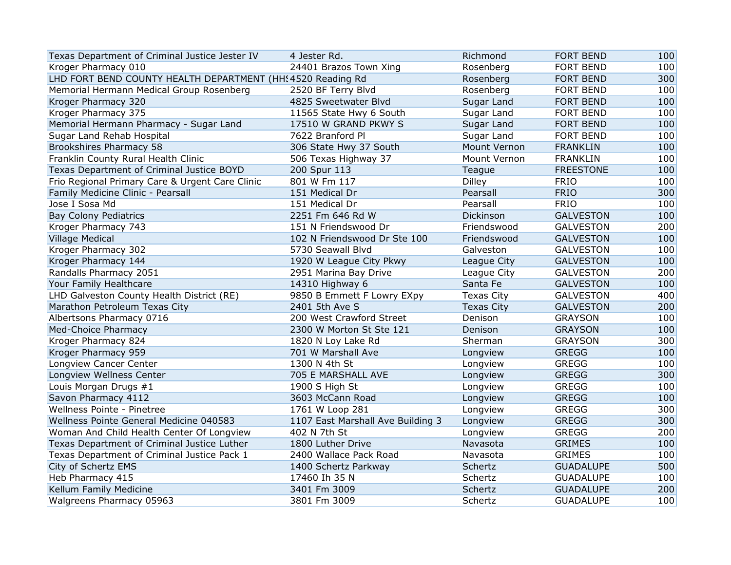| | | | | |
|---|---|---|---|---|
| Texas Department of Criminal Justice Jester IV | 4 Jester Rd. | Richmond | FORT BEND | 100 |
| Kroger Pharmacy 010 | 24401 Brazos Town Xing | Rosenberg | FORT BEND | 100 |
| LHD FORT BEND COUNTY HEALTH DEPARTMENT (HHS | 4520 Reading Rd | Rosenberg | FORT BEND | 300 |
| Memorial Hermann Medical Group Rosenberg | 2520 BF Terry Blvd | Rosenberg | FORT BEND | 100 |
| Kroger Pharmacy 320 | 4825 Sweetwater Blvd | Sugar Land | FORT BEND | 100 |
| Kroger Pharmacy 375 | 11565 State Hwy 6 South | Sugar Land | FORT BEND | 100 |
| Memorial Hermann Pharmacy - Sugar Land | 17510 W GRAND PKWY S | Sugar Land | FORT BEND | 100 |
| Sugar Land Rehab Hospital | 7622 Branford Pl | Sugar Land | FORT BEND | 100 |
| Brookshires Pharmacy 58 | 306 State Hwy 37 South | Mount Vernon | FRANKLIN | 100 |
| Franklin County Rural Health Clinic | 506 Texas Highway 37 | Mount Vernon | FRANKLIN | 100 |
| Texas Department of Criminal Justice BOYD | 200 Spur 113 | Teague | FREESTONE | 100 |
| Frio Regional Primary Care & Urgent Care Clinic | 801 W Fm 117 | Dilley | FRIO | 100 |
| Family Medicine Clinic - Pearsall | 151 Medical Dr | Pearsall | FRIO | 300 |
| Jose I Sosa Md | 151 Medical Dr | Pearsall | FRIO | 100 |
| Bay Colony Pediatrics | 2251 Fm 646 Rd W | Dickinson | GALVESTON | 100 |
| Kroger Pharmacy 743 | 151 N Friendswood Dr | Friendswood | GALVESTON | 200 |
| Village Medical | 102 N Friendswood Dr Ste 100 | Friendswood | GALVESTON | 100 |
| Kroger Pharmacy 302 | 5730 Seawall Blvd | Galveston | GALVESTON | 100 |
| Kroger Pharmacy 144 | 1920 W League City Pkwy | League City | GALVESTON | 100 |
| Randalls Pharmacy 2051 | 2951 Marina Bay Drive | League City | GALVESTON | 200 |
| Your Family Healthcare | 14310 Highway 6 | Santa Fe | GALVESTON | 100 |
| LHD Galveston County Health District (RE) | 9850 B Emmett F Lowry EXpy | Texas City | GALVESTON | 400 |
| Marathon Petroleum Texas City | 2401 5th Ave S | Texas City | GALVESTON | 200 |
| Albertsons Pharmacy 0716 | 200 West Crawford Street | Denison | GRAYSON | 100 |
| Med-Choice Pharmacy | 2300 W Morton St Ste 121 | Denison | GRAYSON | 100 |
| Kroger Pharmacy 824 | 1820 N Loy Lake Rd | Sherman | GRAYSON | 300 |
| Kroger Pharmacy 959 | 701 W Marshall Ave | Longview | GREGG | 100 |
| Longview Cancer Center | 1300 N 4th St | Longview | GREGG | 100 |
| Longview Wellness Center | 705 E MARSHALL AVE | Longview | GREGG | 300 |
| Louis Morgan Drugs #1 | 1900 S High St | Longview | GREGG | 100 |
| Savon Pharmacy 4112 | 3603 McCann Road | Longview | GREGG | 100 |
| Wellness Pointe - Pinetree | 1761 W Loop 281 | Longview | GREGG | 300 |
| Wellness Pointe General Medicine 040583 | 1107 East Marshall Ave Building 3 | Longview | GREGG | 300 |
| Woman And Child Health Center Of Longview | 402 N 7th St | Longview | GREGG | 200 |
| Texas Department of Criminal Justice Luther | 1800 Luther Drive | Navasota | GRIMES | 100 |
| Texas Department of Criminal Justice Pack 1 | 2400 Wallace Pack Road | Navasota | GRIMES | 100 |
| City of Schertz EMS | 1400 Schertz Parkway | Schertz | GUADALUPE | 500 |
| Heb Pharmacy 415 | 17460 Ih 35 N | Schertz | GUADALUPE | 100 |
| Kellum Family Medicine | 3401 Fm 3009 | Schertz | GUADALUPE | 200 |
| Walgreens Pharmacy 05963 | 3801 Fm 3009 | Schertz | GUADALUPE | 100 |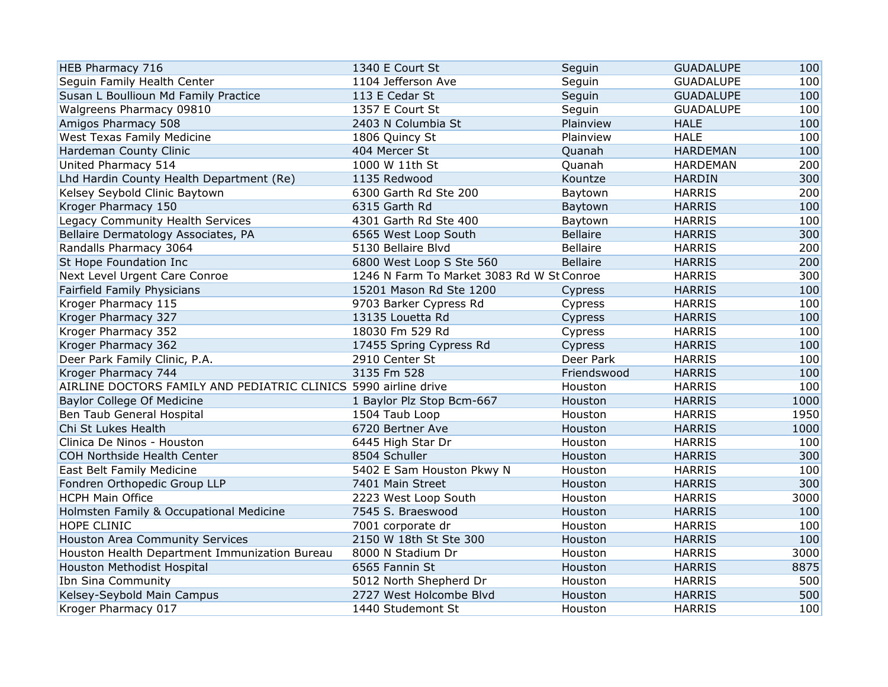| | | | | |
|---|---|---|---|---|
| HEB Pharmacy 716 | 1340 E Court St | Seguin | GUADALUPE | 100 |
| Seguin Family Health Center | 1104 Jefferson Ave | Seguin | GUADALUPE | 100 |
| Susan L Boullioun Md Family Practice | 113 E Cedar St | Seguin | GUADALUPE | 100 |
| Walgreens Pharmacy 09810 | 1357 E Court St | Seguin | GUADALUPE | 100 |
| Amigos Pharmacy 508 | 2403 N Columbia St | Plainview | HALE | 100 |
| West Texas Family Medicine | 1806 Quincy St | Plainview | HALE | 100 |
| Hardeman County Clinic | 404 Mercer St | Quanah | HARDEMAN | 100 |
| United Pharmacy 514 | 1000 W 11th St | Quanah | HARDEMAN | 200 |
| Lhd Hardin County Health Department (Re) | 1135 Redwood | Kountze | HARDIN | 300 |
| Kelsey Seybold Clinic Baytown | 6300 Garth Rd Ste 200 | Baytown | HARRIS | 200 |
| Kroger Pharmacy 150 | 6315 Garth Rd | Baytown | HARRIS | 100 |
| Legacy Community Health Services | 4301 Garth Rd Ste 400 | Baytown | HARRIS | 100 |
| Bellaire Dermatology Associates, PA | 6565 West Loop South | Bellaire | HARRIS | 300 |
| Randalls Pharmacy 3064 | 5130 Bellaire Blvd | Bellaire | HARRIS | 200 |
| St Hope Foundation Inc | 6800 West Loop S Ste 560 | Bellaire | HARRIS | 200 |
| Next Level Urgent Care Conroe | 1246 N Farm To Market 3083 Rd W St | Conroe | HARRIS | 300 |
| Fairfield Family Physicians | 15201 Mason Rd Ste 1200 | Cypress | HARRIS | 100 |
| Kroger Pharmacy 115 | 9703 Barker Cypress Rd | Cypress | HARRIS | 100 |
| Kroger Pharmacy 327 | 13135 Louetta Rd | Cypress | HARRIS | 100 |
| Kroger Pharmacy 352 | 18030 Fm 529 Rd | Cypress | HARRIS | 100 |
| Kroger Pharmacy 362 | 17455 Spring Cypress Rd | Cypress | HARRIS | 100 |
| Deer Park Family Clinic, P.A. | 2910 Center St | Deer Park | HARRIS | 100 |
| Kroger Pharmacy 744 | 3135 Fm 528 | Friendswood | HARRIS | 100 |
| AIRLINE DOCTORS FAMILY AND PEDIATRIC CLINICS | 5990 airline drive | Houston | HARRIS | 100 |
| Baylor College Of Medicine | 1 Baylor Plz Stop Bcm-667 | Houston | HARRIS | 1000 |
| Ben Taub General Hospital | 1504 Taub Loop | Houston | HARRIS | 1950 |
| Chi St Lukes Health | 6720 Bertner Ave | Houston | HARRIS | 1000 |
| Clinica De Ninos - Houston | 6445 High Star Dr | Houston | HARRIS | 100 |
| COH Northside Health Center | 8504 Schuller | Houston | HARRIS | 300 |
| East Belt Family Medicine | 5402 E Sam Houston Pkwy N | Houston | HARRIS | 100 |
| Fondren Orthopedic Group LLP | 7401 Main Street | Houston | HARRIS | 300 |
| HCPH Main Office | 2223 West Loop South | Houston | HARRIS | 3000 |
| Holmsten Family & Occupational Medicine | 7545 S. Braeswood | Houston | HARRIS | 100 |
| HOPE CLINIC | 7001 corporate dr | Houston | HARRIS | 100 |
| Houston Area Community Services | 2150 W 18th St Ste 300 | Houston | HARRIS | 100 |
| Houston Health Department Immunization Bureau | 8000 N Stadium Dr | Houston | HARRIS | 3000 |
| Houston Methodist Hospital | 6565 Fannin St | Houston | HARRIS | 8875 |
| Ibn Sina Community | 5012 North Shepherd Dr | Houston | HARRIS | 500 |
| Kelsey-Seybold Main Campus | 2727 West Holcombe Blvd | Houston | HARRIS | 500 |
| Kroger Pharmacy 017 | 1440 Studemont St | Houston | HARRIS | 100 |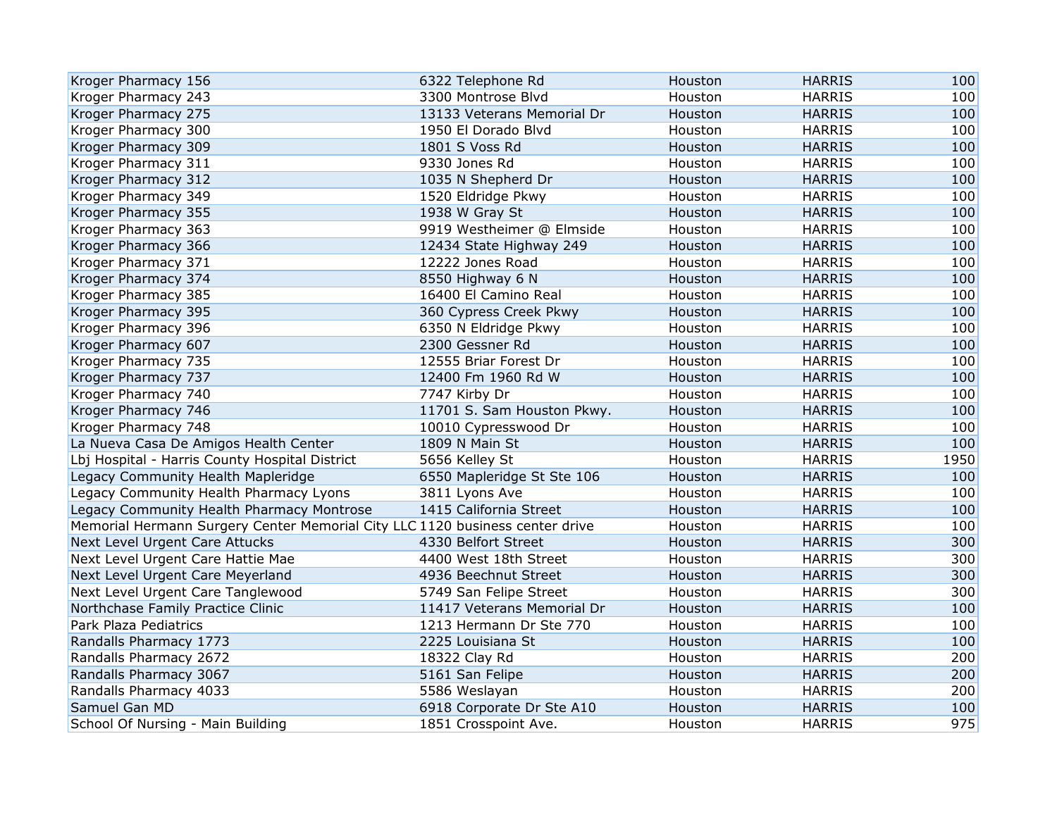| | | | | |
|---|---|---|---|---|
| Kroger Pharmacy 156 | 6322 Telephone Rd | Houston | HARRIS | 100 |
| Kroger Pharmacy 243 | 3300 Montrose Blvd | Houston | HARRIS | 100 |
| Kroger Pharmacy 275 | 13133 Veterans Memorial Dr | Houston | HARRIS | 100 |
| Kroger Pharmacy 300 | 1950 El Dorado Blvd | Houston | HARRIS | 100 |
| Kroger Pharmacy 309 | 1801 S Voss Rd | Houston | HARRIS | 100 |
| Kroger Pharmacy 311 | 9330 Jones Rd | Houston | HARRIS | 100 |
| Kroger Pharmacy 312 | 1035 N Shepherd Dr | Houston | HARRIS | 100 |
| Kroger Pharmacy 349 | 1520 Eldridge Pkwy | Houston | HARRIS | 100 |
| Kroger Pharmacy 355 | 1938 W Gray St | Houston | HARRIS | 100 |
| Kroger Pharmacy 363 | 9919 Westheimer @ Elmside | Houston | HARRIS | 100 |
| Kroger Pharmacy 366 | 12434 State Highway 249 | Houston | HARRIS | 100 |
| Kroger Pharmacy 371 | 12222 Jones Road | Houston | HARRIS | 100 |
| Kroger Pharmacy 374 | 8550 Highway 6 N | Houston | HARRIS | 100 |
| Kroger Pharmacy 385 | 16400 El Camino Real | Houston | HARRIS | 100 |
| Kroger Pharmacy 395 | 360 Cypress Creek Pkwy | Houston | HARRIS | 100 |
| Kroger Pharmacy 396 | 6350 N Eldridge Pkwy | Houston | HARRIS | 100 |
| Kroger Pharmacy 607 | 2300 Gessner Rd | Houston | HARRIS | 100 |
| Kroger Pharmacy 735 | 12555 Briar Forest Dr | Houston | HARRIS | 100 |
| Kroger Pharmacy 737 | 12400 Fm 1960 Rd W | Houston | HARRIS | 100 |
| Kroger Pharmacy 740 | 7747 Kirby Dr | Houston | HARRIS | 100 |
| Kroger Pharmacy 746 | 11701 S. Sam Houston Pkwy. | Houston | HARRIS | 100 |
| Kroger Pharmacy 748 | 10010 Cypresswood Dr | Houston | HARRIS | 100 |
| La Nueva Casa De Amigos Health Center | 1809 N Main St | Houston | HARRIS | 100 |
| Lbj Hospital - Harris County Hospital District | 5656 Kelley St | Houston | HARRIS | 1950 |
| Legacy Community Health Mapleridge | 6550 Mapleridge St Ste 106 | Houston | HARRIS | 100 |
| Legacy Community Health Pharmacy Lyons | 3811 Lyons Ave | Houston | HARRIS | 100 |
| Legacy Community Health Pharmacy Montrose | 1415 California Street | Houston | HARRIS | 100 |
| Memorial Hermann Surgery Center Memorial City LLC | 1120 business center drive | Houston | HARRIS | 100 |
| Next Level Urgent Care Attucks | 4330 Belfort Street | Houston | HARRIS | 300 |
| Next Level Urgent Care Hattie Mae | 4400 West 18th Street | Houston | HARRIS | 300 |
| Next Level Urgent Care Meyerland | 4936 Beechnut Street | Houston | HARRIS | 300 |
| Next Level Urgent Care Tanglewood | 5749 San Felipe Street | Houston | HARRIS | 300 |
| Northchase Family Practice Clinic | 11417 Veterans Memorial Dr | Houston | HARRIS | 100 |
| Park Plaza Pediatrics | 1213 Hermann Dr Ste 770 | Houston | HARRIS | 100 |
| Randalls Pharmacy 1773 | 2225 Louisiana St | Houston | HARRIS | 100 |
| Randalls Pharmacy 2672 | 18322 Clay Rd | Houston | HARRIS | 200 |
| Randalls Pharmacy 3067 | 5161 San Felipe | Houston | HARRIS | 200 |
| Randalls Pharmacy 4033 | 5586 Weslayan | Houston | HARRIS | 200 |
| Samuel Gan MD | 6918 Corporate Dr Ste A10 | Houston | HARRIS | 100 |
| School Of Nursing - Main Building | 1851 Crosspoint Ave. | Houston | HARRIS | 975 |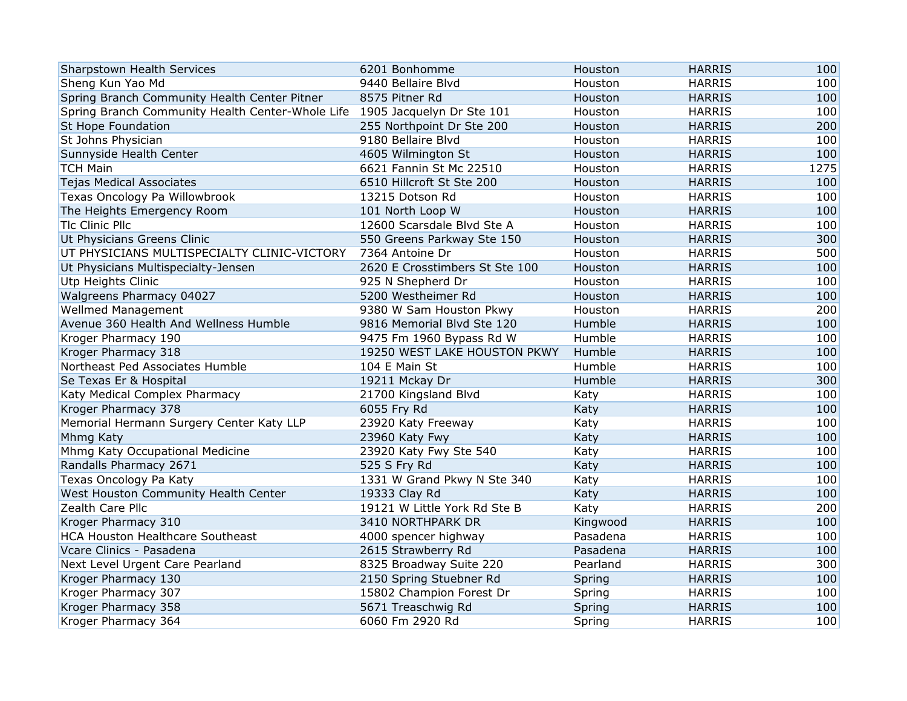| | | | | |
|---|---|---|---|---|
| Sharpstown Health Services | 6201 Bonhomme | Houston | HARRIS | 100 |
| Sheng Kun Yao Md | 9440 Bellaire Blvd | Houston | HARRIS | 100 |
| Spring Branch Community Health Center Pitner | 8575 Pitner Rd | Houston | HARRIS | 100 |
| Spring Branch Community Health Center-Whole Life | 1905 Jacquelyn Dr Ste 101 | Houston | HARRIS | 100 |
| St Hope Foundation | 255 Northpoint Dr Ste 200 | Houston | HARRIS | 200 |
| St Johns Physician | 9180 Bellaire Blvd | Houston | HARRIS | 100 |
| Sunnyside Health Center | 4605 Wilmington St | Houston | HARRIS | 100 |
| TCH Main | 6621 Fannin St Mc 22510 | Houston | HARRIS | 1275 |
| Tejas Medical Associates | 6510 Hillcroft St Ste 200 | Houston | HARRIS | 100 |
| Texas Oncology Pa Willowbrook | 13215 Dotson Rd | Houston | HARRIS | 100 |
| The Heights Emergency Room | 101 North Loop W | Houston | HARRIS | 100 |
| Tlc Clinic Pllc | 12600 Scarsdale Blvd Ste A | Houston | HARRIS | 100 |
| Ut Physicians Greens Clinic | 550 Greens Parkway Ste 150 | Houston | HARRIS | 300 |
| UT PHYSICIANS MULTISPECIALTY CLINIC-VICTORY | 7364 Antoine Dr | Houston | HARRIS | 500 |
| Ut Physicians Multispecialty-Jensen | 2620 E Crosstimbers St Ste 100 | Houston | HARRIS | 100 |
| Utp Heights Clinic | 925 N Shepherd Dr | Houston | HARRIS | 100 |
| Walgreens Pharmacy 04027 | 5200 Westheimer Rd | Houston | HARRIS | 100 |
| Wellmed Management | 9380 W Sam Houston Pkwy | Houston | HARRIS | 200 |
| Avenue 360 Health And Wellness Humble | 9816 Memorial Blvd Ste 120 | Humble | HARRIS | 100 |
| Kroger Pharmacy 190 | 9475 Fm 1960 Bypass Rd W | Humble | HARRIS | 100 |
| Kroger Pharmacy 318 | 19250 WEST LAKE HOUSTON PKWY | Humble | HARRIS | 100 |
| Northeast Ped Associates Humble | 104 E Main St | Humble | HARRIS | 100 |
| Se Texas Er & Hospital | 19211 Mckay Dr | Humble | HARRIS | 300 |
| Katy Medical Complex Pharmacy | 21700 Kingsland Blvd | Katy | HARRIS | 100 |
| Kroger Pharmacy 378 | 6055 Fry Rd | Katy | HARRIS | 100 |
| Memorial Hermann Surgery Center Katy LLP | 23920 Katy Freeway | Katy | HARRIS | 100 |
| Mhmg Katy | 23960 Katy Fwy | Katy | HARRIS | 100 |
| Mhmg Katy Occupational Medicine | 23920 Katy Fwy Ste 540 | Katy | HARRIS | 100 |
| Randalls Pharmacy 2671 | 525 S Fry Rd | Katy | HARRIS | 100 |
| Texas Oncology Pa Katy | 1331 W Grand Pkwy N Ste 340 | Katy | HARRIS | 100 |
| West Houston Community Health Center | 19333 Clay Rd | Katy | HARRIS | 100 |
| Zealth Care Pllc | 19121 W Little York Rd Ste B | Katy | HARRIS | 200 |
| Kroger Pharmacy 310 | 3410 NORTHPARK DR | Kingwood | HARRIS | 100 |
| HCA Houston Healthcare Southeast | 4000 spencer highway | Pasadena | HARRIS | 100 |
| Vcare Clinics - Pasadena | 2615 Strawberry Rd | Pasadena | HARRIS | 100 |
| Next Level Urgent Care Pearland | 8325 Broadway Suite 220 | Pearland | HARRIS | 300 |
| Kroger Pharmacy 130 | 2150 Spring Stuebner Rd | Spring | HARRIS | 100 |
| Kroger Pharmacy 307 | 15802 Champion Forest Dr | Spring | HARRIS | 100 |
| Kroger Pharmacy 358 | 5671 Treaschwig Rd | Spring | HARRIS | 100 |
| Kroger Pharmacy 364 | 6060 Fm 2920 Rd | Spring | HARRIS | 100 |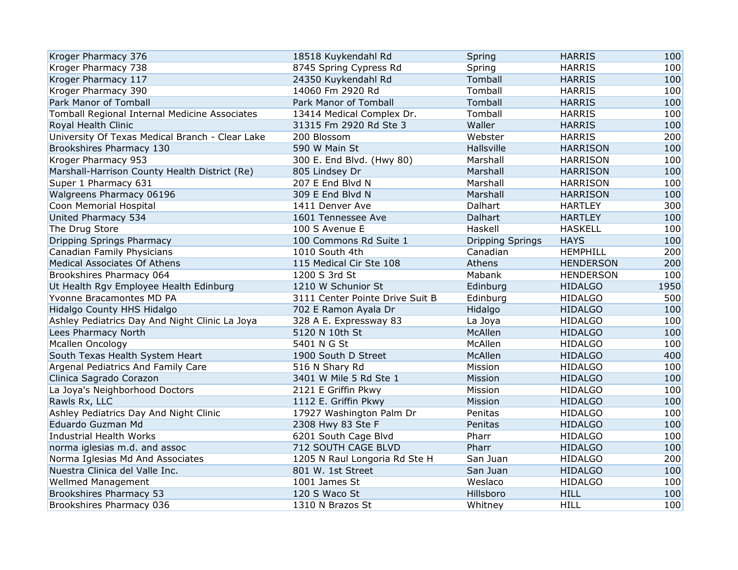| | | | | |
|---|---|---|---|---|
| Kroger Pharmacy 376 | 18518 Kuykendahl Rd | Spring | HARRIS | 100 |
| Kroger Pharmacy 738 | 8745 Spring Cypress Rd | Spring | HARRIS | 100 |
| Kroger Pharmacy 117 | 24350 Kuykendahl Rd | Tomball | HARRIS | 100 |
| Kroger Pharmacy 390 | 14060 Fm 2920 Rd | Tomball | HARRIS | 100 |
| Park Manor of Tomball | Park Manor of Tomball | Tomball | HARRIS | 100 |
| Tomball Regional Internal Medicine Associates | 13414 Medical Complex Dr. | Tomball | HARRIS | 100 |
| Royal Health Clinic | 31315 Fm 2920 Rd Ste 3 | Waller | HARRIS | 100 |
| University Of Texas Medical Branch - Clear Lake | 200 Blossom | Webster | HARRIS | 200 |
| Brookshires Pharmacy 130 | 590 W Main St | Hallsville | HARRISON | 100 |
| Kroger Pharmacy 953 | 300 E. End Blvd. (Hwy 80) | Marshall | HARRISON | 100 |
| Marshall-Harrison County Health District (Re) | 805 Lindsey Dr | Marshall | HARRISON | 100 |
| Super 1 Pharmacy 631 | 207 E End Blvd N | Marshall | HARRISON | 100 |
| Walgreens Pharmacy 06196 | 309 E End Blvd N | Marshall | HARRISON | 100 |
| Coon Memorial Hospital | 1411 Denver Ave | Dalhart | HARTLEY | 300 |
| United Pharmacy 534 | 1601 Tennessee Ave | Dalhart | HARTLEY | 100 |
| The Drug Store | 100 S Avenue E | Haskell | HASKELL | 100 |
| Dripping Springs Pharmacy | 100 Commons Rd Suite 1 | Dripping Springs | HAYS | 100 |
| Canadian Family Physicians | 1010 South 4th | Canadian | HEMPHILL | 200 |
| Medical Associates Of Athens | 115 Medical Cir Ste 108 | Athens | HENDERSON | 200 |
| Brookshires Pharmacy 064 | 1200 S 3rd St | Mabank | HENDERSON | 100 |
| Ut Health Rgv Employee Health Edinburg | 1210 W Schunior St | Edinburg | HIDALGO | 1950 |
| Yvonne Bracamontes MD PA | 3111 Center Pointe Drive Suit B | Edinburg | HIDALGO | 500 |
| Hidalgo County HHS Hidalgo | 702 E Ramon Ayala Dr | Hidalgo | HIDALGO | 100 |
| Ashley Pediatrics Day And Night Clinic La Joya | 328 A E. Expressway 83 | La Joya | HIDALGO | 100 |
| Lees Pharmacy North | 5120 N 10th St | McAllen | HIDALGO | 100 |
| Mcallen Oncology | 5401 N G St | McAllen | HIDALGO | 100 |
| South Texas Health System Heart | 1900 South D Street | McAllen | HIDALGO | 400 |
| Argenal Pediatrics And Family Care | 516 N Shary Rd | Mission | HIDALGO | 100 |
| Clinica Sagrado Corazon | 3401 W Mile 5 Rd Ste 1 | Mission | HIDALGO | 100 |
| La Joya's Neighborhood Doctors | 2121 E Griffin Pkwy | Mission | HIDALGO | 100 |
| Rawls Rx, LLC | 1112 E. Griffin Pkwy | Mission | HIDALGO | 100 |
| Ashley Pediatrics Day And Night Clinic | 17927 Washington Palm Dr | Penitas | HIDALGO | 100 |
| Eduardo Guzman Md | 2308 Hwy 83 Ste F | Penitas | HIDALGO | 100 |
| Industrial Health Works | 6201 South Cage Blvd | Pharr | HIDALGO | 100 |
| norma iglesias m.d. and assoc | 712 SOUTH CAGE BLVD | Pharr | HIDALGO | 100 |
| Norma Iglesias Md And Associates | 1205 N Raul Longoria Rd Ste H | San Juan | HIDALGO | 200 |
| Nuestra Clinica del Valle Inc. | 801 W. 1st Street | San Juan | HIDALGO | 100 |
| Wellmed Management | 1001 James St | Weslaco | HIDALGO | 100 |
| Brookshires Pharmacy 53 | 120 S Waco St | Hillsboro | HILL | 100 |
| Brookshires Pharmacy 036 | 1310 N Brazos St | Whitney | HILL | 100 |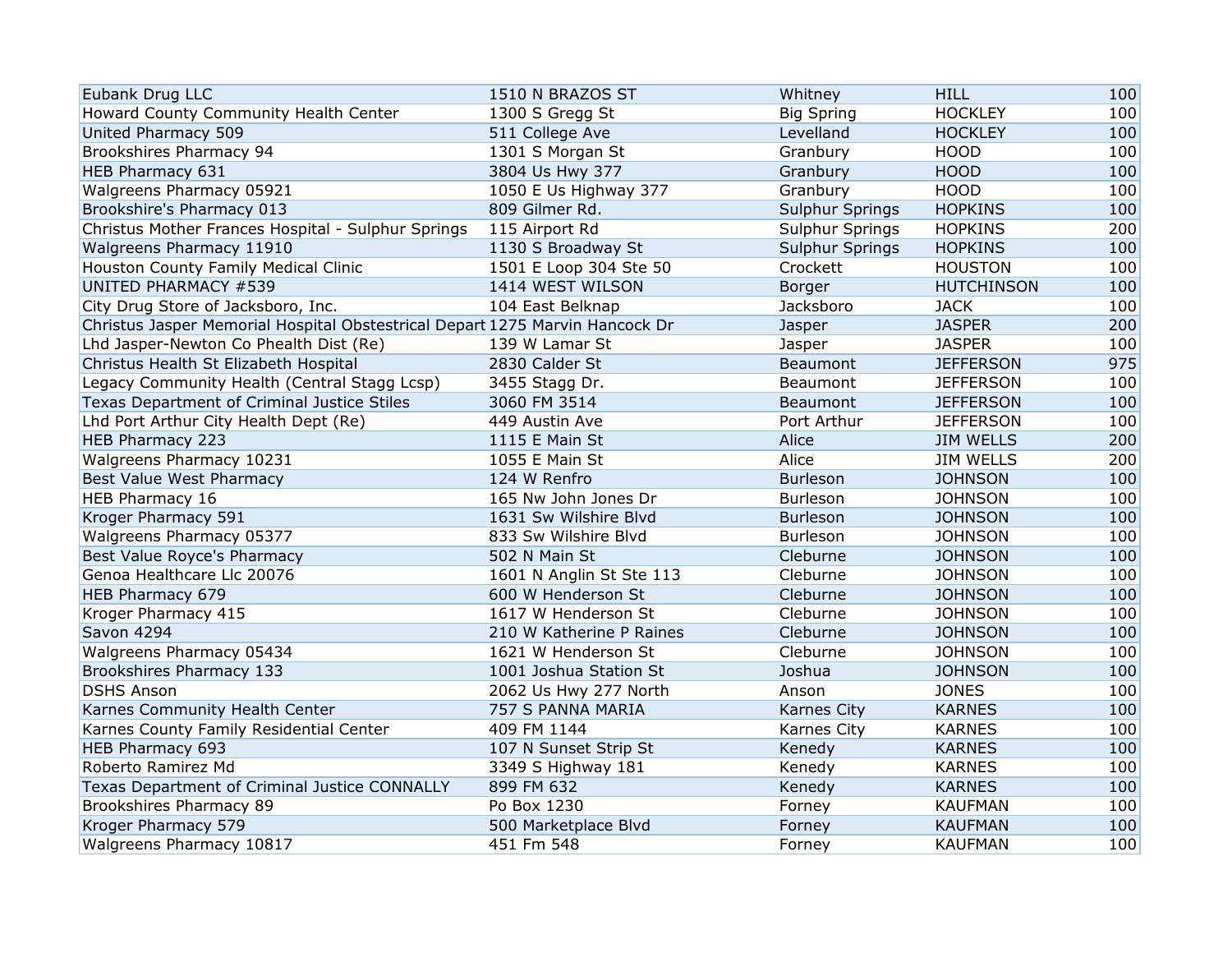| | | | | |
|---|---|---|---|---|
| Eubank Drug LLC | 1510 N BRAZOS ST | Whitney | HILL | 100 |
| Howard County Community Health Center | 1300 S Gregg St | Big Spring | HOCKLEY | 100 |
| United Pharmacy 509 | 511 College Ave | Levelland | HOCKLEY | 100 |
| Brookshires Pharmacy 94 | 1301 S Morgan St | Granbury | HOOD | 100 |
| HEB Pharmacy 631 | 3804 Us Hwy 377 | Granbury | HOOD | 100 |
| Walgreens Pharmacy 05921 | 1050 E Us Highway 377 | Granbury | HOOD | 100 |
| Brookshire's Pharmacy 013 | 809 Gilmer Rd. | Sulphur Springs | HOPKINS | 100 |
| Christus Mother Frances Hospital - Sulphur Springs | 115 Airport Rd | Sulphur Springs | HOPKINS | 200 |
| Walgreens Pharmacy 11910 | 1130 S Broadway St | Sulphur Springs | HOPKINS | 100 |
| Houston County Family Medical Clinic | 1501 E Loop 304 Ste 50 | Crockett | HOUSTON | 100 |
| UNITED PHARMACY #539 | 1414 WEST WILSON | Borger | HUTCHINSON | 100 |
| City Drug Store of Jacksboro, Inc. | 104 East Belknap | Jacksboro | JACK | 100 |
| Christus Jasper Memorial Hospital Obstestrical Depart | 1275 Marvin Hancock Dr | Jasper | JASPER | 200 |
| Lhd Jasper-Newton Co Phealth Dist (Re) | 139 W Lamar St | Jasper | JASPER | 100 |
| Christus Health St Elizabeth Hospital | 2830 Calder St | Beaumont | JEFFERSON | 975 |
| Legacy Community Health (Central Stagg Lcsp) | 3455 Stagg Dr. | Beaumont | JEFFERSON | 100 |
| Texas Department of Criminal Justice Stiles | 3060 FM 3514 | Beaumont | JEFFERSON | 100 |
| Lhd Port Arthur City Health Dept (Re) | 449 Austin Ave | Port Arthur | JEFFERSON | 100 |
| HEB Pharmacy 223 | 1115 E Main St | Alice | JIM WELLS | 200 |
| Walgreens Pharmacy 10231 | 1055 E Main St | Alice | JIM WELLS | 200 |
| Best Value West Pharmacy | 124 W Renfro | Burleson | JOHNSON | 100 |
| HEB Pharmacy 16 | 165 Nw John Jones Dr | Burleson | JOHNSON | 100 |
| Kroger Pharmacy 591 | 1631 Sw Wilshire Blvd | Burleson | JOHNSON | 100 |
| Walgreens Pharmacy 05377 | 833 Sw Wilshire Blvd | Burleson | JOHNSON | 100 |
| Best Value Royce's Pharmacy | 502 N Main St | Cleburne | JOHNSON | 100 |
| Genoa Healthcare Llc 20076 | 1601 N Anglin St Ste 113 | Cleburne | JOHNSON | 100 |
| HEB Pharmacy 679 | 600 W Henderson St | Cleburne | JOHNSON | 100 |
| Kroger Pharmacy 415 | 1617 W Henderson St | Cleburne | JOHNSON | 100 |
| Savon 4294 | 210 W Katherine P Raines | Cleburne | JOHNSON | 100 |
| Walgreens Pharmacy 05434 | 1621 W Henderson St | Cleburne | JOHNSON | 100 |
| Brookshires Pharmacy 133 | 1001 Joshua Station St | Joshua | JOHNSON | 100 |
| DSHS Anson | 2062 Us Hwy 277 North | Anson | JONES | 100 |
| Karnes Community Health Center | 757 S PANNA MARIA | Karnes City | KARNES | 100 |
| Karnes County Family Residential Center | 409 FM 1144 | Karnes City | KARNES | 100 |
| HEB Pharmacy 693 | 107 N Sunset Strip St | Kenedy | KARNES | 100 |
| Roberto Ramirez Md | 3349 S Highway 181 | Kenedy | KARNES | 100 |
| Texas Department of Criminal Justice CONNALLY | 899 FM 632 | Kenedy | KARNES | 100 |
| Brookshires Pharmacy 89 | Po Box 1230 | Forney | KAUFMAN | 100 |
| Kroger Pharmacy 579 | 500 Marketplace Blvd | Forney | KAUFMAN | 100 |
| Walgreens Pharmacy 10817 | 451 Fm 548 | Forney | KAUFMAN | 100 |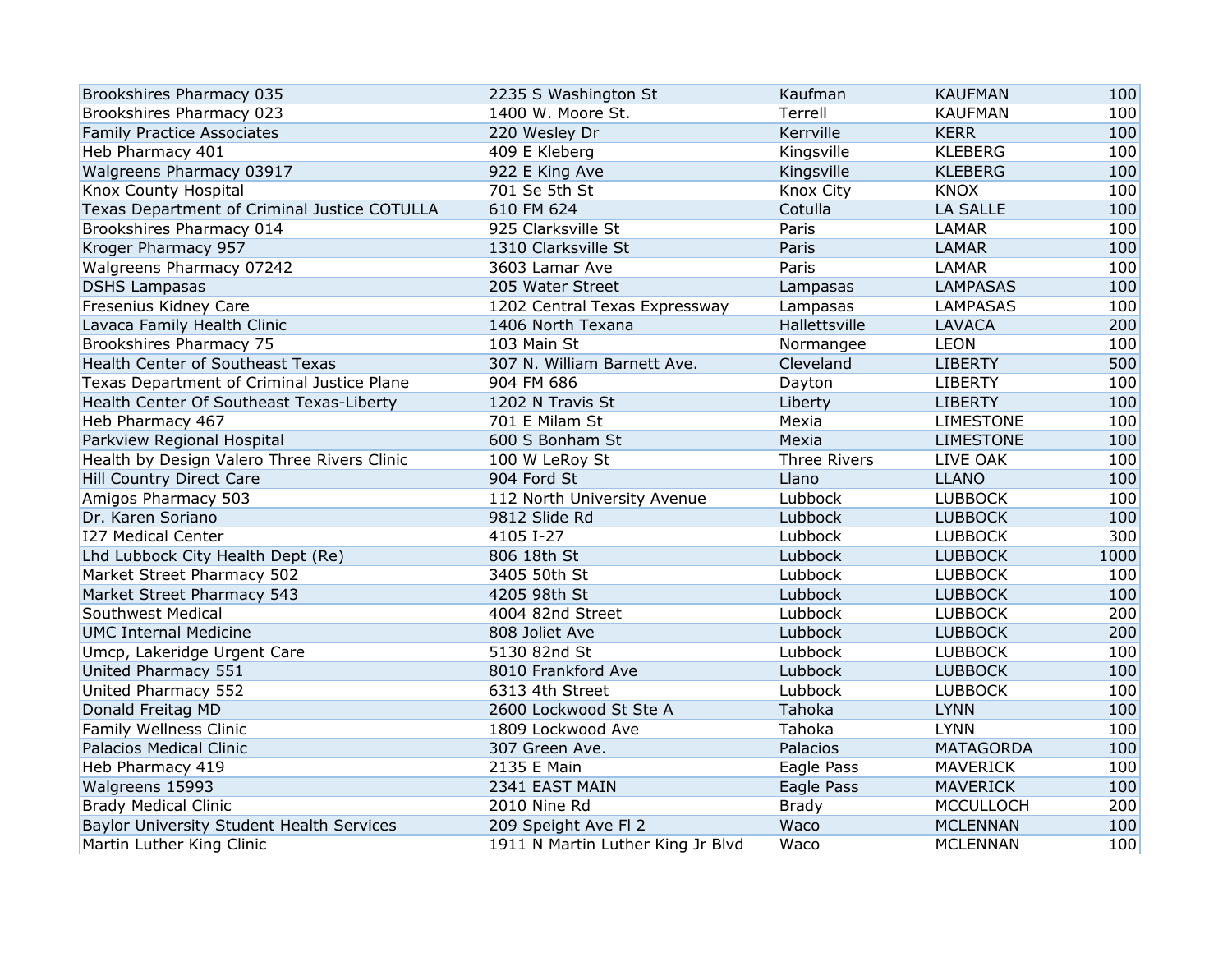| | | | | |
|---|---|---|---|---|
| Brookshires Pharmacy 035 | 2235 S Washington St | Kaufman | KAUFMAN | 100 |
| Brookshires Pharmacy 023 | 1400 W. Moore St. | Terrell | KAUFMAN | 100 |
| Family Practice Associates | 220 Wesley Dr | Kerrville | KERR | 100 |
| Heb Pharmacy 401 | 409 E Kleberg | Kingsville | KLEBERG | 100 |
| Walgreens Pharmacy 03917 | 922 E King Ave | Kingsville | KLEBERG | 100 |
| Knox County Hospital | 701 Se 5th St | Knox City | KNOX | 100 |
| Texas Department of Criminal Justice COTULLA | 610 FM 624 | Cotulla | LA SALLE | 100 |
| Brookshires Pharmacy 014 | 925 Clarksville St | Paris | LAMAR | 100 |
| Kroger Pharmacy 957 | 1310 Clarksville St | Paris | LAMAR | 100 |
| Walgreens Pharmacy 07242 | 3603 Lamar Ave | Paris | LAMAR | 100 |
| DSHS Lampasas | 205 Water Street | Lampasas | LAMPASAS | 100 |
| Fresenius Kidney Care | 1202 Central Texas Expressway | Lampasas | LAMPASAS | 100 |
| Lavaca Family Health Clinic | 1406 North Texana | Hallettsville | LAVACA | 200 |
| Brookshires Pharmacy 75 | 103 Main St | Normangee | LEON | 100 |
| Health Center of Southeast Texas | 307 N. William Barnett Ave. | Cleveland | LIBERTY | 500 |
| Texas Department of Criminal Justice Plane | 904 FM 686 | Dayton | LIBERTY | 100 |
| Health Center Of Southeast Texas-Liberty | 1202 N Travis St | Liberty | LIBERTY | 100 |
| Heb Pharmacy 467 | 701 E Milam St | Mexia | LIMESTONE | 100 |
| Parkview Regional Hospital | 600 S Bonham St | Mexia | LIMESTONE | 100 |
| Health by Design Valero Three Rivers Clinic | 100 W LeRoy St | Three Rivers | LIVE OAK | 100 |
| Hill Country Direct Care | 904 Ford St | Llano | LLANO | 100 |
| Amigos Pharmacy 503 | 112 North University Avenue | Lubbock | LUBBOCK | 100 |
| Dr. Karen Soriano | 9812 Slide Rd | Lubbock | LUBBOCK | 100 |
| I27 Medical Center | 4105 I-27 | Lubbock | LUBBOCK | 300 |
| Lhd Lubbock City Health Dept (Re) | 806 18th St | Lubbock | LUBBOCK | 1000 |
| Market Street Pharmacy 502 | 3405 50th St | Lubbock | LUBBOCK | 100 |
| Market Street Pharmacy 543 | 4205 98th St | Lubbock | LUBBOCK | 100 |
| Southwest Medical | 4004 82nd Street | Lubbock | LUBBOCK | 200 |
| UMC Internal Medicine | 808 Joliet Ave | Lubbock | LUBBOCK | 200 |
| Umcp, Lakeridge Urgent Care | 5130 82nd St | Lubbock | LUBBOCK | 100 |
| United Pharmacy 551 | 8010 Frankford Ave | Lubbock | LUBBOCK | 100 |
| United Pharmacy 552 | 6313 4th Street | Lubbock | LUBBOCK | 100 |
| Donald Freitag MD | 2600 Lockwood St Ste A | Tahoka | LYNN | 100 |
| Family Wellness Clinic | 1809 Lockwood Ave | Tahoka | LYNN | 100 |
| Palacios Medical Clinic | 307 Green Ave. | Palacios | MATAGORDA | 100 |
| Heb Pharmacy 419 | 2135 E Main | Eagle Pass | MAVERICK | 100 |
| Walgreens 15993 | 2341 EAST MAIN | Eagle Pass | MAVERICK | 100 |
| Brady Medical Clinic | 2010 Nine Rd | Brady | MCCULLOCH | 200 |
| Baylor University Student Health Services | 209 Speight Ave Fl 2 | Waco | MCLENNAN | 100 |
| Martin Luther King Clinic | 1911 N Martin Luther King Jr Blvd | Waco | MCLENNAN | 100 |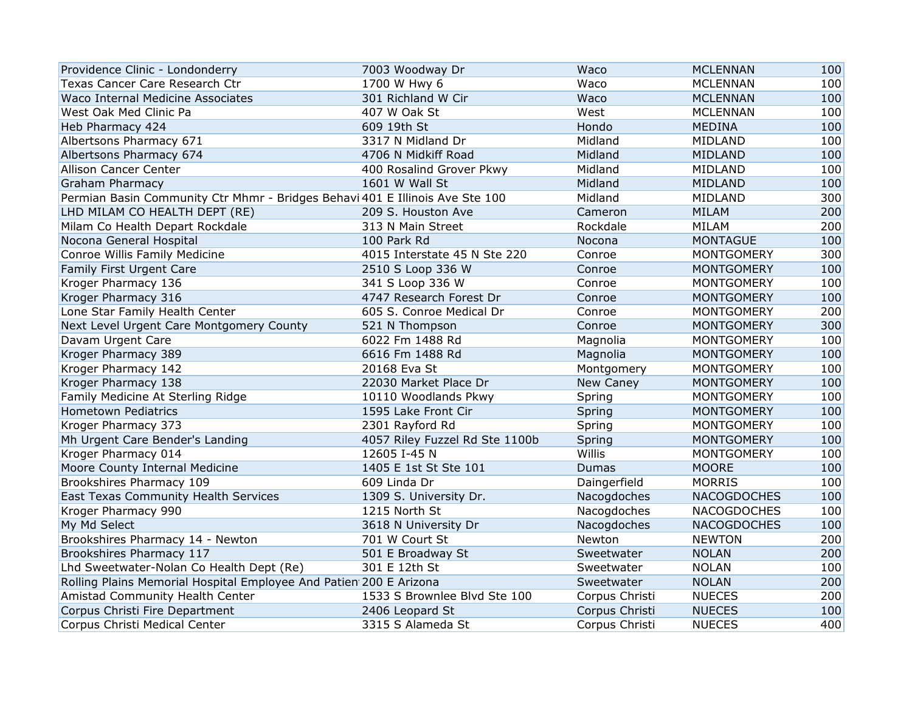| | | | | |
|---|---|---|---|---|
| Providence Clinic - Londonderry | 7003 Woodway Dr | Waco | MCLENNAN | 100 |
| Texas Cancer Care Research Ctr | 1700 W Hwy 6 | Waco | MCLENNAN | 100 |
| Waco Internal Medicine Associates | 301 Richland W Cir | Waco | MCLENNAN | 100 |
| West Oak Med Clinic Pa | 407 W Oak St | West | MCLENNAN | 100 |
| Heb Pharmacy 424 | 609 19th St | Hondo | MEDINA | 100 |
| Albertsons Pharmacy 671 | 3317 N Midland Dr | Midland | MIDLAND | 100 |
| Albertsons Pharmacy 674 | 4706 N Midkiff Road | Midland | MIDLAND | 100 |
| Allison Cancer Center | 400 Rosalind Grover Pkwy | Midland | MIDLAND | 100 |
| Graham Pharmacy | 1601 W Wall St | Midland | MIDLAND | 100 |
| Permian Basin Community Ctr Mhmr - Bridges Behavi | 401 E Illinois Ave Ste 100 | Midland | MIDLAND | 300 |
| LHD MILAM CO HEALTH DEPT (RE) | 209 S. Houston Ave | Cameron | MILAM | 200 |
| Milam Co Health Depart Rockdale | 313 N Main Street | Rockdale | MILAM | 200 |
| Nocona General Hospital | 100 Park Rd | Nocona | MONTAGUE | 100 |
| Conroe Willis Family Medicine | 4015 Interstate 45 N Ste 220 | Conroe | MONTGOMERY | 300 |
| Family First Urgent Care | 2510 S Loop 336 W | Conroe | MONTGOMERY | 100 |
| Kroger Pharmacy 136 | 341 S Loop 336 W | Conroe | MONTGOMERY | 100 |
| Kroger Pharmacy 316 | 4747 Research Forest Dr | Conroe | MONTGOMERY | 100 |
| Lone Star Family Health Center | 605 S. Conroe Medical Dr | Conroe | MONTGOMERY | 200 |
| Next Level Urgent Care Montgomery County | 521 N Thompson | Conroe | MONTGOMERY | 300 |
| Davam Urgent Care | 6022 Fm 1488 Rd | Magnolia | MONTGOMERY | 100 |
| Kroger Pharmacy 389 | 6616 Fm 1488 Rd | Magnolia | MONTGOMERY | 100 |
| Kroger Pharmacy 142 | 20168 Eva St | Montgomery | MONTGOMERY | 100 |
| Kroger Pharmacy 138 | 22030 Market Place Dr | New Caney | MONTGOMERY | 100 |
| Family Medicine At Sterling Ridge | 10110 Woodlands Pkwy | Spring | MONTGOMERY | 100 |
| Hometown Pediatrics | 1595 Lake Front Cir | Spring | MONTGOMERY | 100 |
| Kroger Pharmacy 373 | 2301 Rayford Rd | Spring | MONTGOMERY | 100 |
| Mh Urgent Care Bender's Landing | 4057 Riley Fuzzel Rd Ste 1100b | Spring | MONTGOMERY | 100 |
| Kroger Pharmacy 014 | 12605 I-45 N | Willis | MONTGOMERY | 100 |
| Moore County Internal Medicine | 1405 E 1st St Ste 101 | Dumas | MOORE | 100 |
| Brookshires Pharmacy 109 | 609 Linda Dr | Daingerfield | MORRIS | 100 |
| East Texas Community Health Services | 1309 S. University Dr. | Nacogdoches | NACOGDOCHES | 100 |
| Kroger Pharmacy 990 | 1215 North St | Nacogdoches | NACOGDOCHES | 100 |
| My Md Select | 3618 N University Dr | Nacogdoches | NACOGDOCHES | 100 |
| Brookshires Pharmacy 14 - Newton | 701 W Court St | Newton | NEWTON | 200 |
| Brookshires Pharmacy 117 | 501 E Broadway St | Sweetwater | NOLAN | 200 |
| Lhd Sweetwater-Nolan Co Health Dept (Re) | 301 E 12th St | Sweetwater | NOLAN | 100 |
| Rolling Plains Memorial Hospital Employee And Patien | 200 E Arizona | Sweetwater | NOLAN | 200 |
| Amistad Community Health Center | 1533 S Brownlee Blvd Ste 100 | Corpus Christi | NUECES | 200 |
| Corpus Christi Fire Department | 2406 Leopard St | Corpus Christi | NUECES | 100 |
| Corpus Christi Medical Center | 3315 S Alameda St | Corpus Christi | NUECES | 400 |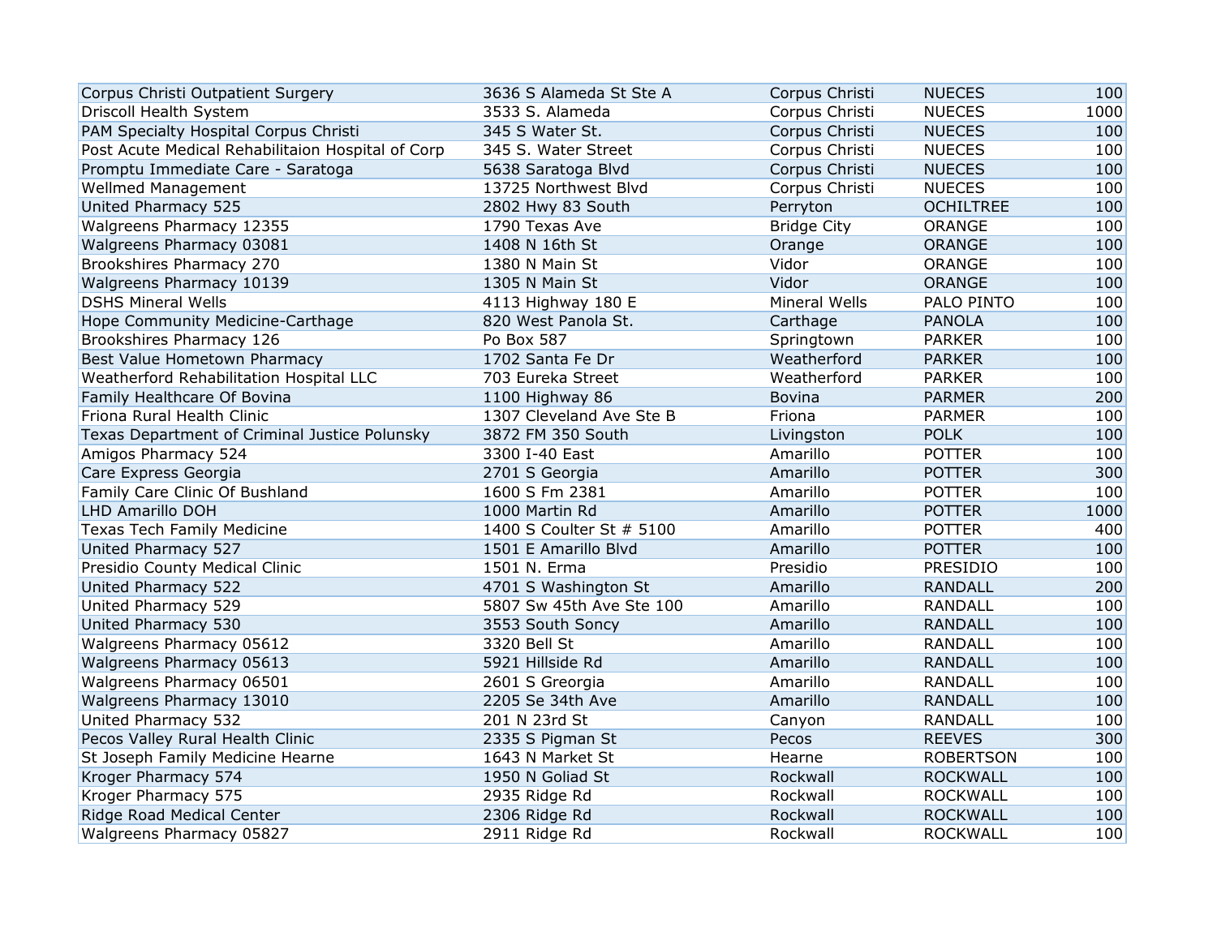| | | | | |
|---|---|---|---|---|
| Corpus Christi Outpatient Surgery | 3636 S Alameda St Ste A | Corpus Christi | NUECES | 100 |
| Driscoll Health System | 3533 S. Alameda | Corpus Christi | NUECES | 1000 |
| PAM Specialty Hospital Corpus Christi | 345 S Water St. | Corpus Christi | NUECES | 100 |
| Post Acute Medical Rehabilitaion Hospital of Corp | 345 S. Water Street | Corpus Christi | NUECES | 100 |
| Promptu Immediate Care - Saratoga | 5638 Saratoga Blvd | Corpus Christi | NUECES | 100 |
| Wellmed Management | 13725 Northwest Blvd | Corpus Christi | NUECES | 100 |
| United Pharmacy 525 | 2802 Hwy 83 South | Perryton | OCHILTREE | 100 |
| Walgreens Pharmacy 12355 | 1790 Texas Ave | Bridge City | ORANGE | 100 |
| Walgreens Pharmacy 03081 | 1408 N 16th St | Orange | ORANGE | 100 |
| Brookshires Pharmacy 270 | 1380 N Main St | Vidor | ORANGE | 100 |
| Walgreens Pharmacy 10139 | 1305 N Main St | Vidor | ORANGE | 100 |
| DSHS Mineral Wells | 4113 Highway 180 E | Mineral Wells | PALO PINTO | 100 |
| Hope Community Medicine-Carthage | 820 West Panola St. | Carthage | PANOLA | 100 |
| Brookshires Pharmacy 126 | Po Box 587 | Springtown | PARKER | 100 |
| Best Value Hometown Pharmacy | 1702 Santa Fe Dr | Weatherford | PARKER | 100 |
| Weatherford Rehabilitation Hospital LLC | 703 Eureka Street | Weatherford | PARKER | 100 |
| Family Healthcare Of Bovina | 1100 Highway 86 | Bovina | PARMER | 200 |
| Friona Rural Health Clinic | 1307 Cleveland Ave Ste B | Friona | PARMER | 100 |
| Texas Department of Criminal Justice Polunsky | 3872 FM 350 South | Livingston | POLK | 100 |
| Amigos Pharmacy 524 | 3300 I-40 East | Amarillo | POTTER | 100 |
| Care Express Georgia | 2701 S Georgia | Amarillo | POTTER | 300 |
| Family Care Clinic Of Bushland | 1600 S Fm 2381 | Amarillo | POTTER | 100 |
| LHD Amarillo DOH | 1000 Martin Rd | Amarillo | POTTER | 1000 |
| Texas Tech Family Medicine | 1400 S Coulter St # 5100 | Amarillo | POTTER | 400 |
| United Pharmacy 527 | 1501 E Amarillo Blvd | Amarillo | POTTER | 100 |
| Presidio County Medical Clinic | 1501 N. Erma | Presidio | PRESIDIO | 100 |
| United Pharmacy 522 | 4701 S Washington St | Amarillo | RANDALL | 200 |
| United Pharmacy 529 | 5807 Sw 45th Ave Ste 100 | Amarillo | RANDALL | 100 |
| United Pharmacy 530 | 3553 South Soncy | Amarillo | RANDALL | 100 |
| Walgreens Pharmacy 05612 | 3320 Bell St | Amarillo | RANDALL | 100 |
| Walgreens Pharmacy 05613 | 5921 Hillside Rd | Amarillo | RANDALL | 100 |
| Walgreens Pharmacy 06501 | 2601 S Greorgia | Amarillo | RANDALL | 100 |
| Walgreens Pharmacy 13010 | 2205 Se 34th Ave | Amarillo | RANDALL | 100 |
| United Pharmacy 532 | 201 N 23rd St | Canyon | RANDALL | 100 |
| Pecos Valley Rural Health Clinic | 2335 S Pigman St | Pecos | REEVES | 300 |
| St Joseph Family Medicine Hearne | 1643 N Market St | Hearne | ROBERTSON | 100 |
| Kroger Pharmacy 574 | 1950 N Goliad St | Rockwall | ROCKWALL | 100 |
| Kroger Pharmacy 575 | 2935 Ridge Rd | Rockwall | ROCKWALL | 100 |
| Ridge Road Medical Center | 2306 Ridge Rd | Rockwall | ROCKWALL | 100 |
| Walgreens Pharmacy 05827 | 2911 Ridge Rd | Rockwall | ROCKWALL | 100 |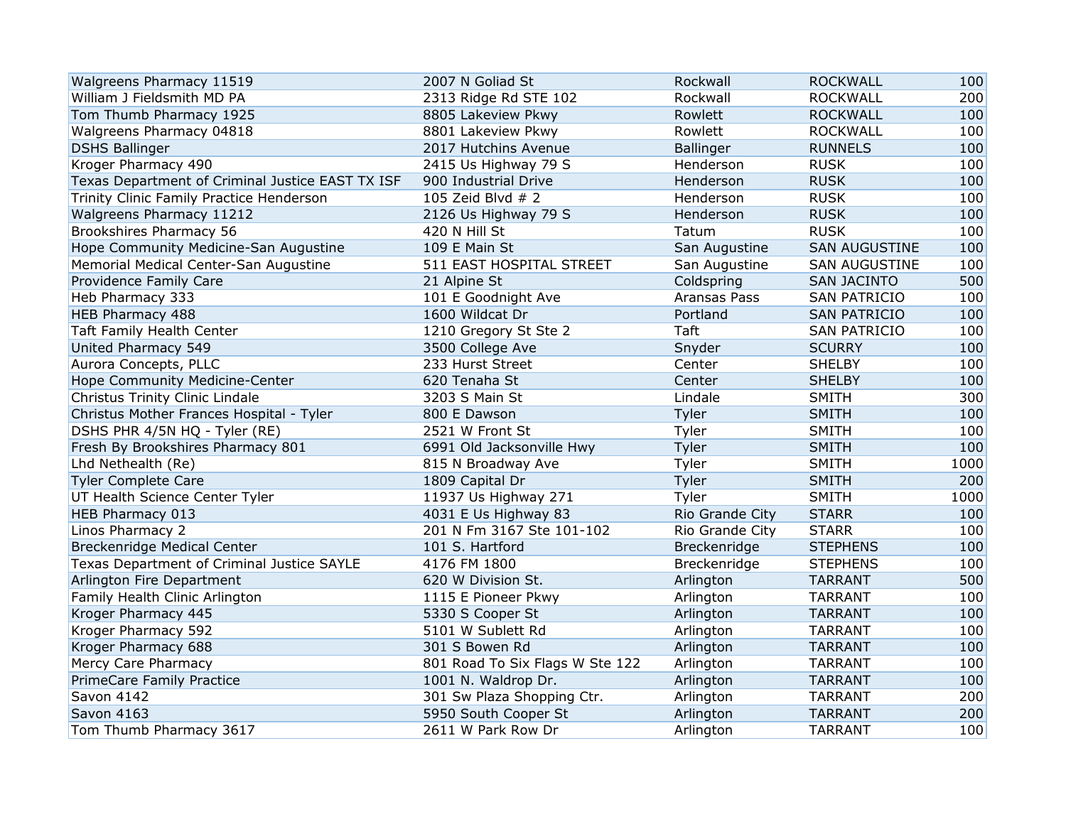| | | | | |
|---|---|---|---|---|
| Walgreens Pharmacy 11519 | 2007 N Goliad St | Rockwall | ROCKWALL | 100 |
| William J Fieldsmith MD PA | 2313 Ridge Rd STE 102 | Rockwall | ROCKWALL | 200 |
| Tom Thumb Pharmacy 1925 | 8805 Lakeview Pkwy | Rowlett | ROCKWALL | 100 |
| Walgreens Pharmacy 04818 | 8801 Lakeview Pkwy | Rowlett | ROCKWALL | 100 |
| DSHS Ballinger | 2017 Hutchins Avenue | Ballinger | RUNNELS | 100 |
| Kroger Pharmacy 490 | 2415 Us Highway 79 S | Henderson | RUSK | 100 |
| Texas Department of Criminal Justice EAST TX ISF | 900 Industrial Drive | Henderson | RUSK | 100 |
| Trinity Clinic Family Practice Henderson | 105 Zeid Blvd # 2 | Henderson | RUSK | 100 |
| Walgreens Pharmacy 11212 | 2126 Us Highway 79 S | Henderson | RUSK | 100 |
| Brookshires Pharmacy 56 | 420 N Hill St | Tatum | RUSK | 100 |
| Hope Community Medicine-San Augustine | 109 E Main St | San Augustine | SAN AUGUSTINE | 100 |
| Memorial Medical Center-San Augustine | 511 EAST HOSPITAL STREET | San Augustine | SAN AUGUSTINE | 100 |
| Providence Family Care | 21 Alpine St | Coldspring | SAN JACINTO | 500 |
| Heb Pharmacy 333 | 101 E Goodnight Ave | Aransas Pass | SAN PATRICIO | 100 |
| HEB Pharmacy 488 | 1600 Wildcat Dr | Portland | SAN PATRICIO | 100 |
| Taft Family Health Center | 1210 Gregory St Ste 2 | Taft | SAN PATRICIO | 100 |
| United Pharmacy 549 | 3500 College Ave | Snyder | SCURRY | 100 |
| Aurora Concepts, PLLC | 233 Hurst Street | Center | SHELBY | 100 |
| Hope Community Medicine-Center | 620 Tenaha St | Center | SHELBY | 100 |
| Christus Trinity Clinic Lindale | 3203 S Main St | Lindale | SMITH | 300 |
| Christus Mother Frances Hospital - Tyler | 800 E Dawson | Tyler | SMITH | 100 |
| DSHS PHR 4/5N HQ - Tyler (RE) | 2521 W Front St | Tyler | SMITH | 100 |
| Fresh By Brookshires Pharmacy 801 | 6991 Old Jacksonville Hwy | Tyler | SMITH | 100 |
| Lhd Nethealth (Re) | 815 N Broadway Ave | Tyler | SMITH | 1000 |
| Tyler Complete Care | 1809 Capital Dr | Tyler | SMITH | 200 |
| UT Health Science Center Tyler | 11937 Us Highway 271 | Tyler | SMITH | 1000 |
| HEB Pharmacy 013 | 4031 E Us Highway 83 | Rio Grande City | STARR | 100 |
| Linos Pharmacy 2 | 201 N Fm 3167 Ste 101-102 | Rio Grande City | STARR | 100 |
| Breckenridge Medical Center | 101 S. Hartford | Breckenridge | STEPHENS | 100 |
| Texas Department of Criminal Justice SAYLE | 4176 FM 1800 | Breckenridge | STEPHENS | 100 |
| Arlington Fire Department | 620 W Division St. | Arlington | TARRANT | 500 |
| Family Health Clinic Arlington | 1115 E Pioneer Pkwy | Arlington | TARRANT | 100 |
| Kroger Pharmacy 445 | 5330 S Cooper St | Arlington | TARRANT | 100 |
| Kroger Pharmacy 592 | 5101 W Sublett Rd | Arlington | TARRANT | 100 |
| Kroger Pharmacy 688 | 301 S Bowen Rd | Arlington | TARRANT | 100 |
| Mercy Care Pharmacy | 801 Road To Six Flags W Ste 122 | Arlington | TARRANT | 100 |
| PrimeCare Family Practice | 1001 N. Waldrop Dr. | Arlington | TARRANT | 100 |
| Savon 4142 | 301 Sw Plaza Shopping Ctr. | Arlington | TARRANT | 200 |
| Savon 4163 | 5950 South Cooper St | Arlington | TARRANT | 200 |
| Tom Thumb Pharmacy 3617 | 2611 W Park Row Dr | Arlington | TARRANT | 100 |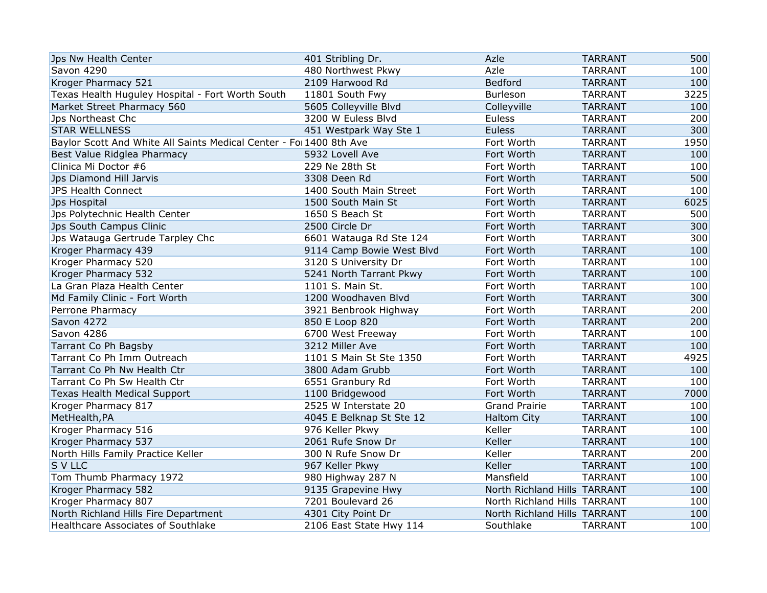| | | | | |
|---|---|---|---|---|
| Jps Nw Health Center | 401 Stribling Dr. | Azle | TARRANT | 500 |
| Savon 4290 | 480 Northwest Pkwy | Azle | TARRANT | 100 |
| Kroger Pharmacy 521 | 2109 Harwood Rd | Bedford | TARRANT | 100 |
| Texas Health Huguley Hospital - Fort Worth South | 11801 South Fwy | Burleson | TARRANT | 3225 |
| Market Street Pharmacy 560 | 5605 Colleyville Blvd | Colleyville | TARRANT | 100 |
| Jps Northeast Chc | 3200 W Euless Blvd | Euless | TARRANT | 200 |
| STAR WELLNESS | 451 Westpark Way Ste 1 | Euless | TARRANT | 300 |
| Baylor Scott And White All Saints Medical Center - Foı | 1400 8th Ave | Fort Worth | TARRANT | 1950 |
| Best Value Ridglea Pharmacy | 5932 Lovell Ave | Fort Worth | TARRANT | 100 |
| Clinica Mi Doctor #6 | 229 Ne 28th St | Fort Worth | TARRANT | 100 |
| Jps Diamond Hill Jarvis | 3308 Deen Rd | Fort Worth | TARRANT | 500 |
| JPS Health Connect | 1400 South Main Street | Fort Worth | TARRANT | 100 |
| Jps Hospital | 1500 South Main St | Fort Worth | TARRANT | 6025 |
| Jps Polytechnic Health Center | 1650 S Beach St | Fort Worth | TARRANT | 500 |
| Jps South Campus Clinic | 2500 Circle Dr | Fort Worth | TARRANT | 300 |
| Jps Watauga Gertrude Tarpley Chc | 6601 Watauga Rd Ste 124 | Fort Worth | TARRANT | 300 |
| Kroger Pharmacy 439 | 9114 Camp Bowie West Blvd | Fort Worth | TARRANT | 100 |
| Kroger Pharmacy 520 | 3120 S University Dr | Fort Worth | TARRANT | 100 |
| Kroger Pharmacy 532 | 5241 North Tarrant Pkwy | Fort Worth | TARRANT | 100 |
| La Gran Plaza Health Center | 1101 S. Main St. | Fort Worth | TARRANT | 100 |
| Md Family Clinic - Fort Worth | 1200 Woodhaven Blvd | Fort Worth | TARRANT | 300 |
| Perrone Pharmacy | 3921 Benbrook Highway | Fort Worth | TARRANT | 200 |
| Savon 4272 | 850 E Loop 820 | Fort Worth | TARRANT | 200 |
| Savon 4286 | 6700 West Freeway | Fort Worth | TARRANT | 100 |
| Tarrant Co Ph Bagsby | 3212 Miller Ave | Fort Worth | TARRANT | 100 |
| Tarrant Co Ph Imm Outreach | 1101 S Main St Ste 1350 | Fort Worth | TARRANT | 4925 |
| Tarrant Co Ph Nw Health Ctr | 3800 Adam Grubb | Fort Worth | TARRANT | 100 |
| Tarrant Co Ph Sw Health Ctr | 6551 Granbury Rd | Fort Worth | TARRANT | 100 |
| Texas Health Medical Support | 1100 Bridgewood | Fort Worth | TARRANT | 7000 |
| Kroger Pharmacy 817 | 2525 W Interstate 20 | Grand Prairie | TARRANT | 100 |
| MetHealth,PA | 4045 E Belknap St Ste 12 | Haltom City | TARRANT | 100 |
| Kroger Pharmacy 516 | 976 Keller Pkwy | Keller | TARRANT | 100 |
| Kroger Pharmacy 537 | 2061 Rufe Snow Dr | Keller | TARRANT | 100 |
| North Hills Family Practice Keller | 300 N Rufe Snow Dr | Keller | TARRANT | 200 |
| S V LLC | 967 Keller Pkwy | Keller | TARRANT | 100 |
| Tom Thumb Pharmacy 1972 | 980 Highway 287 N | Mansfield | TARRANT | 100 |
| Kroger Pharmacy 582 | 9135 Grapevine Hwy | North Richland Hills | TARRANT | 100 |
| Kroger Pharmacy 807 | 7201 Boulevard 26 | North Richland Hills | TARRANT | 100 |
| North Richland Hills Fire Department | 4301 City Point Dr | North Richland Hills | TARRANT | 100 |
| Healthcare Associates of Southlake | 2106 East State Hwy 114 | Southlake | TARRANT | 100 |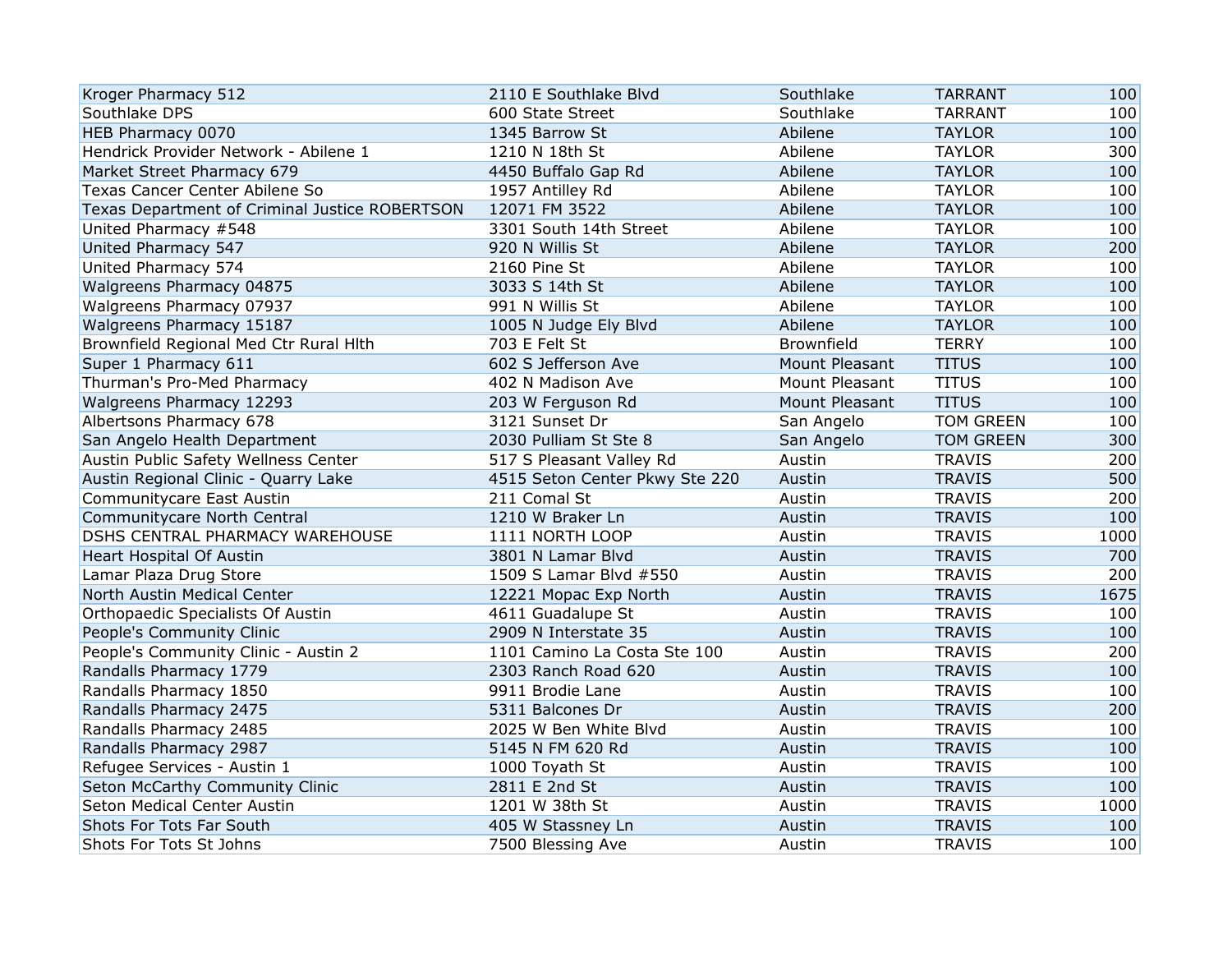| | | | | |
|---|---|---|---|---|
| Kroger Pharmacy 512 | 2110 E Southlake Blvd | Southlake | TARRANT | 100 |
| Southlake DPS | 600 State Street | Southlake | TARRANT | 100 |
| HEB Pharmacy 0070 | 1345 Barrow St | Abilene | TAYLOR | 100 |
| Hendrick Provider Network - Abilene 1 | 1210 N 18th St | Abilene | TAYLOR | 300 |
| Market Street Pharmacy 679 | 4450 Buffalo Gap Rd | Abilene | TAYLOR | 100 |
| Texas Cancer Center Abilene So | 1957 Antilley Rd | Abilene | TAYLOR | 100 |
| Texas Department of Criminal Justice ROBERTSON | 12071 FM 3522 | Abilene | TAYLOR | 100 |
| United Pharmacy #548 | 3301 South 14th Street | Abilene | TAYLOR | 100 |
| United Pharmacy 547 | 920 N Willis St | Abilene | TAYLOR | 200 |
| United Pharmacy 574 | 2160 Pine St | Abilene | TAYLOR | 100 |
| Walgreens Pharmacy 04875 | 3033 S 14th St | Abilene | TAYLOR | 100 |
| Walgreens Pharmacy 07937 | 991 N Willis St | Abilene | TAYLOR | 100 |
| Walgreens Pharmacy 15187 | 1005 N Judge Ely Blvd | Abilene | TAYLOR | 100 |
| Brownfield Regional Med Ctr Rural Hlth | 703 E Felt St | Brownfield | TERRY | 100 |
| Super 1 Pharmacy 611 | 602 S Jefferson Ave | Mount Pleasant | TITUS | 100 |
| Thurman's Pro-Med Pharmacy | 402 N Madison Ave | Mount Pleasant | TITUS | 100 |
| Walgreens Pharmacy 12293 | 203 W Ferguson Rd | Mount Pleasant | TITUS | 100 |
| Albertsons Pharmacy 678 | 3121 Sunset Dr | San Angelo | TOM GREEN | 100 |
| San Angelo Health Department | 2030 Pulliam St Ste 8 | San Angelo | TOM GREEN | 300 |
| Austin Public Safety Wellness Center | 517 S Pleasant Valley Rd | Austin | TRAVIS | 200 |
| Austin Regional Clinic - Quarry Lake | 4515 Seton Center Pkwy Ste 220 | Austin | TRAVIS | 500 |
| Communitycare East Austin | 211 Comal St | Austin | TRAVIS | 200 |
| Communitycare North Central | 1210 W Braker Ln | Austin | TRAVIS | 100 |
| DSHS CENTRAL PHARMACY WAREHOUSE | 1111 NORTH LOOP | Austin | TRAVIS | 1000 |
| Heart Hospital Of Austin | 3801 N Lamar Blvd | Austin | TRAVIS | 700 |
| Lamar Plaza Drug Store | 1509 S Lamar Blvd #550 | Austin | TRAVIS | 200 |
| North Austin Medical Center | 12221 Mopac Exp North | Austin | TRAVIS | 1675 |
| Orthopaedic Specialists Of Austin | 4611 Guadalupe St | Austin | TRAVIS | 100 |
| People's Community Clinic | 2909 N Interstate 35 | Austin | TRAVIS | 100 |
| People's Community Clinic - Austin 2 | 1101 Camino La Costa Ste 100 | Austin | TRAVIS | 200 |
| Randalls Pharmacy 1779 | 2303 Ranch Road 620 | Austin | TRAVIS | 100 |
| Randalls Pharmacy 1850 | 9911 Brodie Lane | Austin | TRAVIS | 100 |
| Randalls Pharmacy 2475 | 5311 Balcones Dr | Austin | TRAVIS | 200 |
| Randalls Pharmacy 2485 | 2025 W Ben White Blvd | Austin | TRAVIS | 100 |
| Randalls Pharmacy 2987 | 5145 N FM 620 Rd | Austin | TRAVIS | 100 |
| Refugee Services - Austin 1 | 1000 Toyath St | Austin | TRAVIS | 100 |
| Seton McCarthy Community Clinic | 2811 E 2nd St | Austin | TRAVIS | 100 |
| Seton Medical Center Austin | 1201 W 38th St | Austin | TRAVIS | 1000 |
| Shots For Tots Far South | 405 W Stassney Ln | Austin | TRAVIS | 100 |
| Shots For Tots St Johns | 7500 Blessing Ave | Austin | TRAVIS | 100 |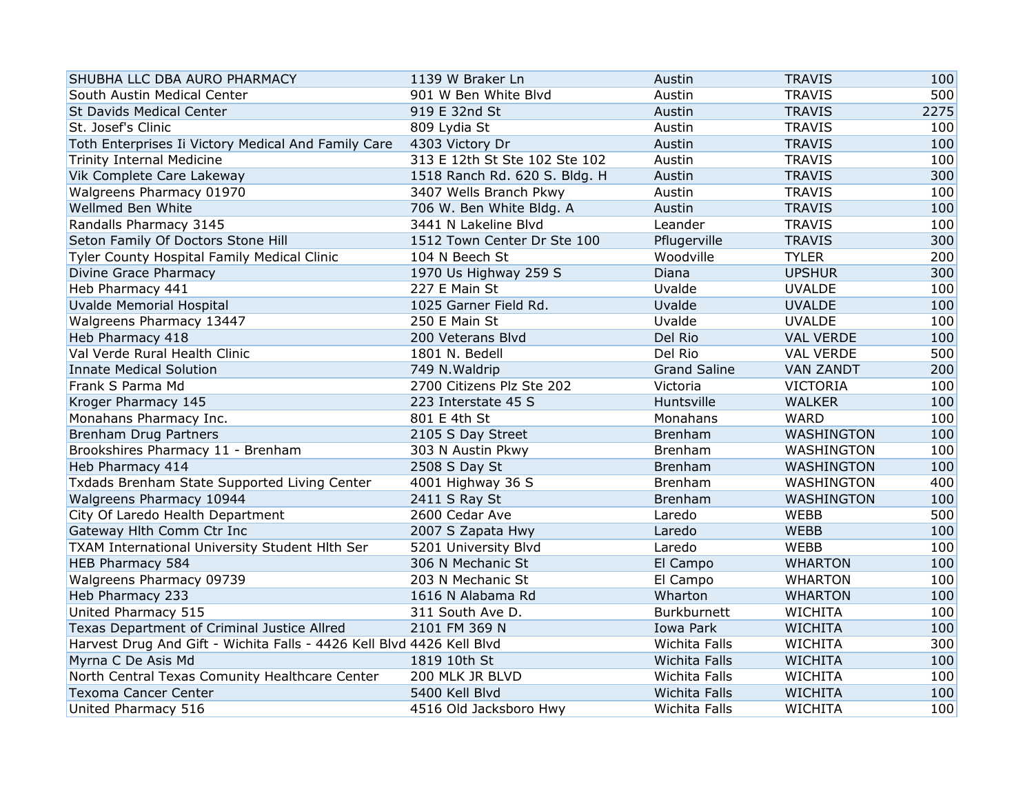| | | | | |
|---|---|---|---|---|
| SHUBHA LLC DBA AURO PHARMACY | 1139 W Braker Ln | Austin | TRAVIS | 100 |
| South Austin Medical Center | 901 W Ben White Blvd | Austin | TRAVIS | 500 |
| St Davids Medical Center | 919 E 32nd St | Austin | TRAVIS | 2275 |
| St. Josef's Clinic | 809 Lydia St | Austin | TRAVIS | 100 |
| Toth Enterprises Ii Victory Medical And Family Care | 4303 Victory Dr | Austin | TRAVIS | 100 |
| Trinity Internal Medicine | 313 E 12th St Ste 102 Ste 102 | Austin | TRAVIS | 100 |
| Vik Complete Care Lakeway | 1518 Ranch Rd. 620 S. Bldg. H | Austin | TRAVIS | 300 |
| Walgreens Pharmacy 01970 | 3407 Wells Branch Pkwy | Austin | TRAVIS | 100 |
| Wellmed Ben White | 706 W. Ben White Bldg. A | Austin | TRAVIS | 100 |
| Randalls Pharmacy 3145 | 3441 N Lakeline Blvd | Leander | TRAVIS | 100 |
| Seton Family Of Doctors Stone Hill | 1512 Town Center Dr Ste 100 | Pflugerville | TRAVIS | 300 |
| Tyler County Hospital Family Medical Clinic | 104 N Beech St | Woodville | TYLER | 200 |
| Divine Grace Pharmacy | 1970 Us Highway 259 S | Diana | UPSHUR | 300 |
| Heb Pharmacy 441 | 227 E Main St | Uvalde | UVALDE | 100 |
| Uvalde Memorial Hospital | 1025 Garner Field Rd. | Uvalde | UVALDE | 100 |
| Walgreens Pharmacy 13447 | 250 E Main St | Uvalde | UVALDE | 100 |
| Heb Pharmacy 418 | 200 Veterans Blvd | Del Rio | VAL VERDE | 100 |
| Val Verde Rural Health Clinic | 1801 N. Bedell | Del Rio | VAL VERDE | 500 |
| Innate Medical Solution | 749 N.Waldrip | Grand Saline | VAN ZANDT | 200 |
| Frank S Parma Md | 2700 Citizens Plz Ste 202 | Victoria | VICTORIA | 100 |
| Kroger Pharmacy 145 | 223 Interstate 45 S | Huntsville | WALKER | 100 |
| Monahans Pharmacy Inc. | 801 E 4th St | Monahans | WARD | 100 |
| Brenham Drug Partners | 2105 S Day Street | Brenham | WASHINGTON | 100 |
| Brookshires Pharmacy 11 - Brenham | 303 N Austin Pkwy | Brenham | WASHINGTON | 100 |
| Heb Pharmacy 414 | 2508 S Day St | Brenham | WASHINGTON | 100 |
| Txdads Brenham State Supported Living Center | 4001 Highway 36 S | Brenham | WASHINGTON | 400 |
| Walgreens Pharmacy 10944 | 2411 S Ray St | Brenham | WASHINGTON | 100 |
| City Of Laredo Health Department | 2600 Cedar Ave | Laredo | WEBB | 500 |
| Gateway Hlth Comm Ctr Inc | 2007 S Zapata Hwy | Laredo | WEBB | 100 |
| TXAM International University Student Hlth Ser | 5201 University Blvd | Laredo | WEBB | 100 |
| HEB Pharmacy 584 | 306 N Mechanic St | El Campo | WHARTON | 100 |
| Walgreens Pharmacy 09739 | 203 N Mechanic St | El Campo | WHARTON | 100 |
| Heb Pharmacy 233 | 1616 N Alabama Rd | Wharton | WHARTON | 100 |
| United Pharmacy 515 | 311 South Ave D. | Burkburnett | WICHITA | 100 |
| Texas Department of Criminal Justice Allred | 2101 FM 369 N | Iowa Park | WICHITA | 100 |
| Harvest Drug And Gift - Wichita Falls - 4426 Kell Blvd | 4426 Kell Blvd | Wichita Falls | WICHITA | 300 |
| Myrna C De Asis Md | 1819 10th St | Wichita Falls | WICHITA | 100 |
| North Central Texas Comunity Healthcare Center | 200 MLK JR BLVD | Wichita Falls | WICHITA | 100 |
| Texoma Cancer Center | 5400 Kell Blvd | Wichita Falls | WICHITA | 100 |
| United Pharmacy 516 | 4516 Old Jacksboro Hwy | Wichita Falls | WICHITA | 100 |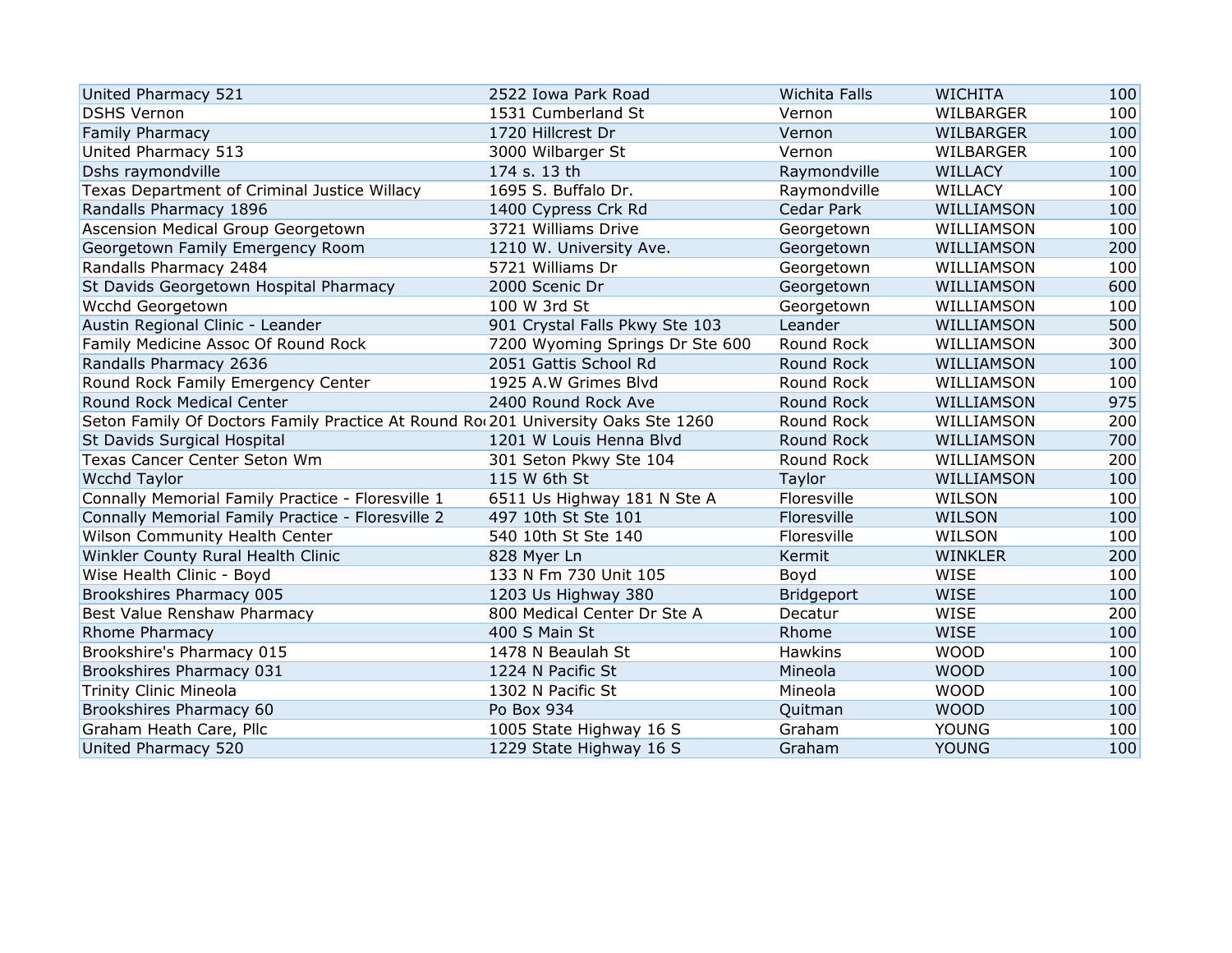| | | | | |
|---|---|---|---|---|
| United Pharmacy 521 | 2522 Iowa Park Road | Wichita Falls | WICHITA | 100 |
| DSHS Vernon | 1531 Cumberland St | Vernon | WILBARGER | 100 |
| Family Pharmacy | 1720 Hillcrest Dr | Vernon | WILBARGER | 100 |
| United Pharmacy 513 | 3000 Wilbarger St | Vernon | WILBARGER | 100 |
| Dshs raymondville | 174 s. 13 th | Raymondville | WILLACY | 100 |
| Texas Department of Criminal Justice Willacy | 1695 S. Buffalo Dr. | Raymondville | WILLACY | 100 |
| Randalls Pharmacy 1896 | 1400 Cypress Crk Rd | Cedar Park | WILLIAMSON | 100 |
| Ascension Medical Group Georgetown | 3721 Williams Drive | Georgetown | WILLIAMSON | 100 |
| Georgetown Family Emergency Room | 1210 W. University Ave. | Georgetown | WILLIAMSON | 200 |
| Randalls Pharmacy 2484 | 5721 Williams Dr | Georgetown | WILLIAMSON | 100 |
| St Davids Georgetown Hospital Pharmacy | 2000 Scenic Dr | Georgetown | WILLIAMSON | 600 |
| Wcchd Georgetown | 100 W 3rd St | Georgetown | WILLIAMSON | 100 |
| Austin Regional Clinic - Leander | 901 Crystal Falls Pkwy Ste 103 | Leander | WILLIAMSON | 500 |
| Family Medicine Assoc Of Round Rock | 7200 Wyoming Springs Dr Ste 600 | Round Rock | WILLIAMSON | 300 |
| Randalls Pharmacy 2636 | 2051 Gattis School Rd | Round Rock | WILLIAMSON | 100 |
| Round Rock Family Emergency Center | 1925 A.W Grimes Blvd | Round Rock | WILLIAMSON | 100 |
| Round Rock Medical Center | 2400 Round Rock Ave | Round Rock | WILLIAMSON | 975 |
| Seton Family Of Doctors Family Practice At Round Ro | 201 University Oaks Ste 1260 | Round Rock | WILLIAMSON | 200 |
| St Davids Surgical Hospital | 1201 W Louis Henna Blvd | Round Rock | WILLIAMSON | 700 |
| Texas Cancer Center Seton Wm | 301 Seton Pkwy Ste 104 | Round Rock | WILLIAMSON | 200 |
| Wcchd Taylor | 115 W 6th St | Taylor | WILLIAMSON | 100 |
| Connally Memorial Family Practice - Floresville 1 | 6511 Us Highway 181 N Ste A | Floresville | WILSON | 100 |
| Connally Memorial Family Practice - Floresville 2 | 497 10th St Ste 101 | Floresville | WILSON | 100 |
| Wilson Community Health Center | 540 10th St Ste 140 | Floresville | WILSON | 100 |
| Winkler County Rural Health Clinic | 828 Myer Ln | Kermit | WINKLER | 200 |
| Wise Health Clinic - Boyd | 133 N Fm 730 Unit 105 | Boyd | WISE | 100 |
| Brookshires Pharmacy 005 | 1203 Us Highway 380 | Bridgeport | WISE | 100 |
| Best Value Renshaw Pharmacy | 800 Medical Center Dr Ste A | Decatur | WISE | 200 |
| Rhome Pharmacy | 400 S Main St | Rhome | WISE | 100 |
| Brookshire's Pharmacy 015 | 1478 N Beaulah St | Hawkins | WOOD | 100 |
| Brookshires Pharmacy 031 | 1224 N Pacific St | Mineola | WOOD | 100 |
| Trinity Clinic Mineola | 1302 N Pacific St | Mineola | WOOD | 100 |
| Brookshires Pharmacy 60 | Po Box 934 | Quitman | WOOD | 100 |
| Graham Heath Care, Pllc | 1005 State Highway 16 S | Graham | YOUNG | 100 |
| United Pharmacy 520 | 1229 State Highway 16 S | Graham | YOUNG | 100 |